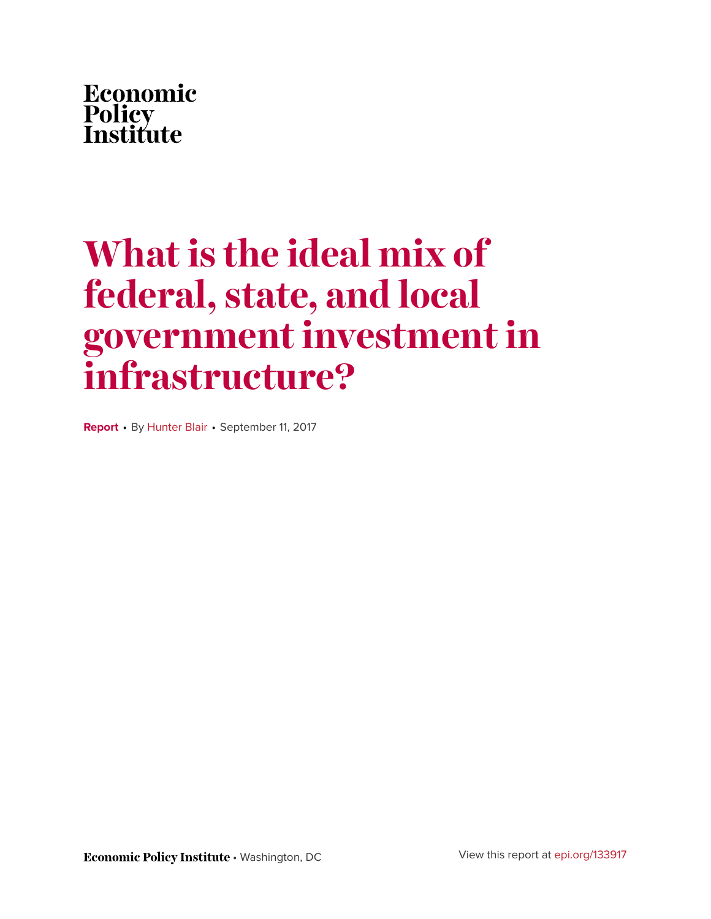Economic Policy Institute

# What is the ideal mix of federal, state, and local government investment in infrastructure?

**Report** • By Hunter Blair • September 11, 2017

**Economic Policy Institute** • Washington, DC

View this report at epi.org/133917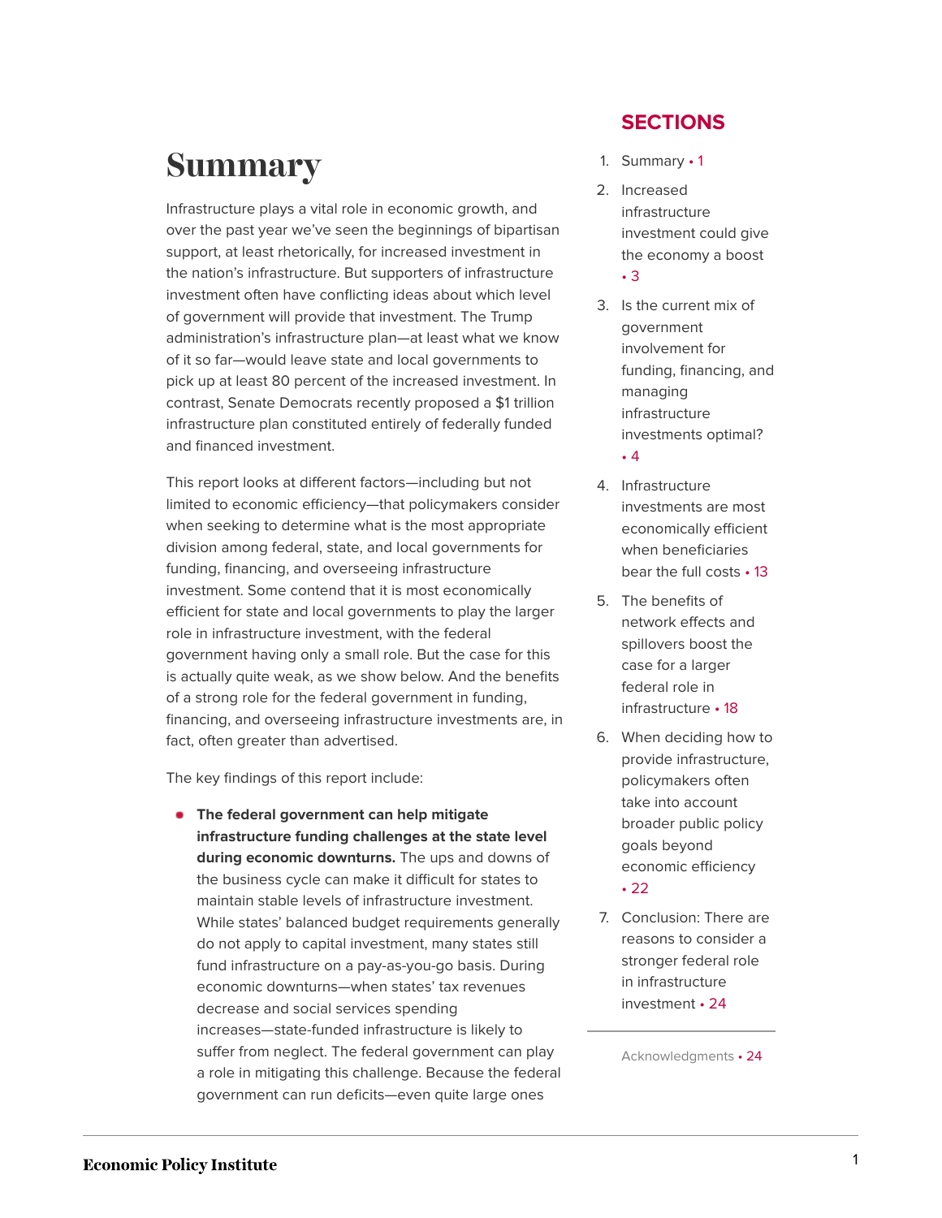# Summary

Infrastructure plays a vital role in economic growth, and over the past year we've seen the beginnings of bipartisan support, at least rhetorically, for increased investment in the nation's infrastructure. But supporters of infrastructure investment often have conflicting ideas about which level of government will provide that investment. The Trump administration's infrastructure plan—at least what we know of it so far—would leave state and local governments to pick up at least 80 percent of the increased investment. In contrast, Senate Democrats recently proposed a $1 trillion infrastructure plan constituted entirely of federally funded and financed investment.

This report looks at different factors—including but not limited to economic efficiency—that policymakers consider when seeking to determine what is the most appropriate division among federal, state, and local governments for funding, financing, and overseeing infrastructure investment. Some contend that it is most economically efficient for state and local governments to play the larger role in infrastructure investment, with the federal government having only a small role. But the case for this is actually quite weak, as we show below. And the benefits of a strong role for the federal government in funding, financing, and overseeing infrastructure investments are, in fact, often greater than advertised.

The key findings of this report include:

- **The federal government can help mitigate infrastructure funding challenges at the state level during economic downturns.** The ups and downs of the business cycle can make it difficult for states to maintain stable levels of infrastructure investment. While states' balanced budget requirements generally do not apply to capital investment, many states still fund infrastructure on a pay-as-you-go basis. During economic downturns—when states' tax revenues decrease and social services spending increases—state-funded infrastructure is likely to suffer from neglect. The federal government can play a role in mitigating this challenge. Because the federal government can run deficits—even quite large ones

## SECTIONS

1. Summary • 1
2. Increased infrastructure investment could give the economy a boost • 3
3. Is the current mix of government involvement for funding, financing, and managing infrastructure investments optimal? • 4
4. Infrastructure investments are most economically efficient when beneficiaries bear the full costs • 13
5. The benefits of network effects and spillovers boost the case for a larger federal role in infrastructure • 18
6. When deciding how to provide infrastructure, policymakers often take into account broader public policy goals beyond economic efficiency • 22
7. Conclusion: There are reasons to consider a stronger federal role in infrastructure investment • 24

Acknowledgments • 24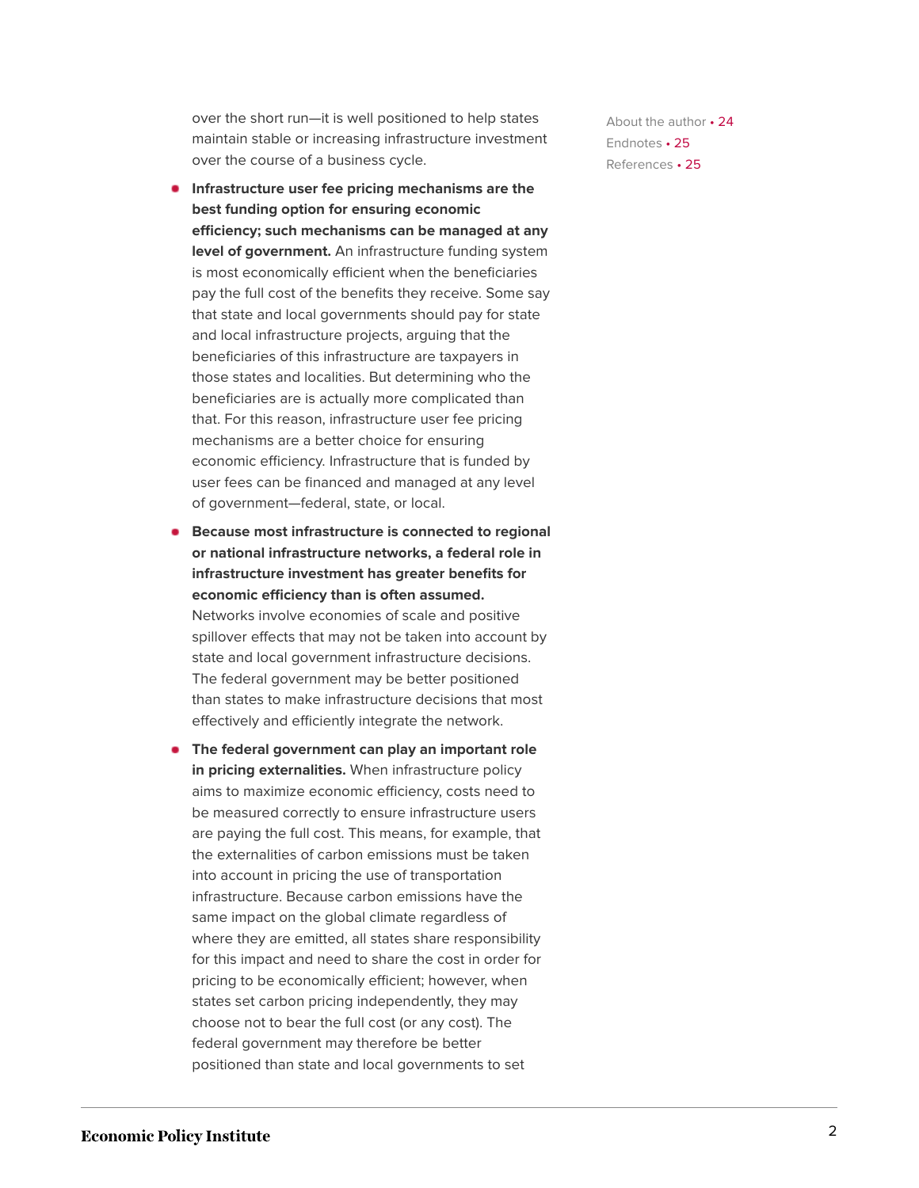over the short run—it is well positioned to help states maintain stable or increasing infrastructure investment over the course of a business cycle.

- **Infrastructure user fee pricing mechanisms are the best funding option for ensuring economic efficiency; such mechanisms can be managed at any level of government.** An infrastructure funding system is most economically efficient when the beneficiaries pay the full cost of the benefits they receive. Some say that state and local governments should pay for state and local infrastructure projects, arguing that the beneficiaries of this infrastructure are taxpayers in those states and localities. But determining who the beneficiaries are is actually more complicated than that. For this reason, infrastructure user fee pricing mechanisms are a better choice for ensuring economic efficiency. Infrastructure that is funded by user fees can be financed and managed at any level of government—federal, state, or local.
- **Because most infrastructure is connected to regional or national infrastructure networks, a federal role in infrastructure investment has greater benefits for economic efficiency than is often assumed.** Networks involve economies of scale and positive spillover effects that may not be taken into account by state and local government infrastructure decisions. The federal government may be better positioned than states to make infrastructure decisions that most effectively and efficiently integrate the network.
- **The federal government can play an important role in pricing externalities.** When infrastructure policy aims to maximize economic efficiency, costs need to be measured correctly to ensure infrastructure users are paying the full cost. This means, for example, that the externalities of carbon emissions must be taken into account in pricing the use of transportation infrastructure. Because carbon emissions have the same impact on the global climate regardless of where they are emitted, all states share responsibility for this impact and need to share the cost in order for pricing to be economically efficient; however, when states set carbon pricing independently, they may choose not to bear the full cost (or any cost). The federal government may therefore be better positioned than state and local governments to set

About the author • 24
Endnotes • 25
References • 25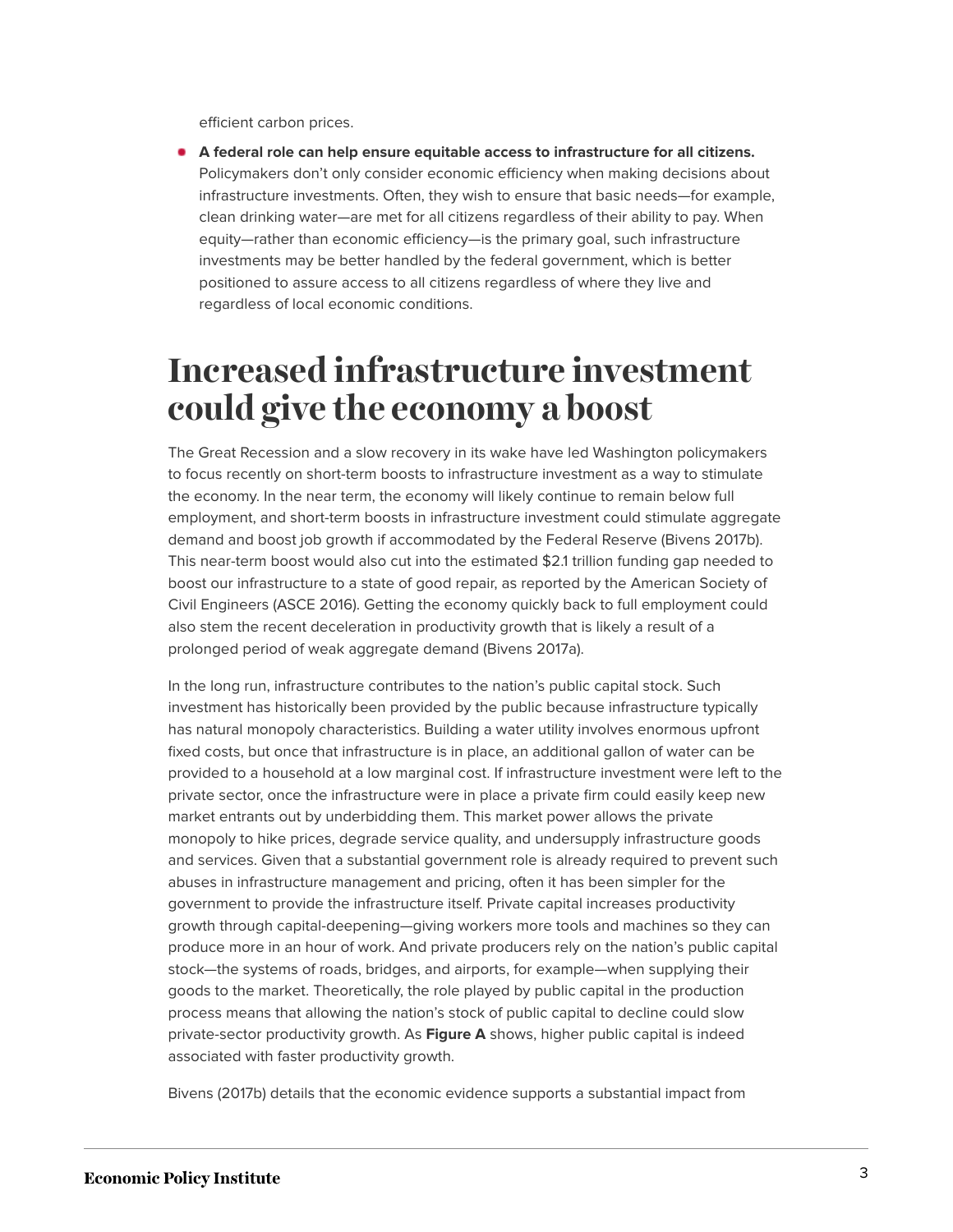efficient carbon prices.

- **A federal role can help ensure equitable access to infrastructure for all citizens.** Policymakers don't only consider economic efficiency when making decisions about infrastructure investments. Often, they wish to ensure that basic needs—for example, clean drinking water—are met for all citizens regardless of their ability to pay. When equity—rather than economic efficiency—is the primary goal, such infrastructure investments may be better handled by the federal government, which is better positioned to assure access to all citizens regardless of where they live and regardless of local economic conditions.

# Increased infrastructure investment could give the economy a boost

The Great Recession and a slow recovery in its wake have led Washington policymakers to focus recently on short-term boosts to infrastructure investment as a way to stimulate the economy. In the near term, the economy will likely continue to remain below full employment, and short-term boosts in infrastructure investment could stimulate aggregate demand and boost job growth if accommodated by the Federal Reserve (Bivens 2017b). This near-term boost would also cut into the estimated $2.1 trillion funding gap needed to boost our infrastructure to a state of good repair, as reported by the American Society of Civil Engineers (ASCE 2016). Getting the economy quickly back to full employment could also stem the recent deceleration in productivity growth that is likely a result of a prolonged period of weak aggregate demand (Bivens 2017a).

In the long run, infrastructure contributes to the nation's public capital stock. Such investment has historically been provided by the public because infrastructure typically has natural monopoly characteristics. Building a water utility involves enormous upfront fixed costs, but once that infrastructure is in place, an additional gallon of water can be provided to a household at a low marginal cost. If infrastructure investment were left to the private sector, once the infrastructure were in place a private firm could easily keep new market entrants out by underbidding them. This market power allows the private monopoly to hike prices, degrade service quality, and undersupply infrastructure goods and services. Given that a substantial government role is already required to prevent such abuses in infrastructure management and pricing, often it has been simpler for the government to provide the infrastructure itself. Private capital increases productivity growth through capital-deepening—giving workers more tools and machines so they can produce more in an hour of work. And private producers rely on the nation's public capital stock—the systems of roads, bridges, and airports, for example—when supplying their goods to the market. Theoretically, the role played by public capital in the production process means that allowing the nation's stock of public capital to decline could slow private-sector productivity growth. As **Figure A** shows, higher public capital is indeed associated with faster productivity growth.

Bivens (2017b) details that the economic evidence supports a substantial impact from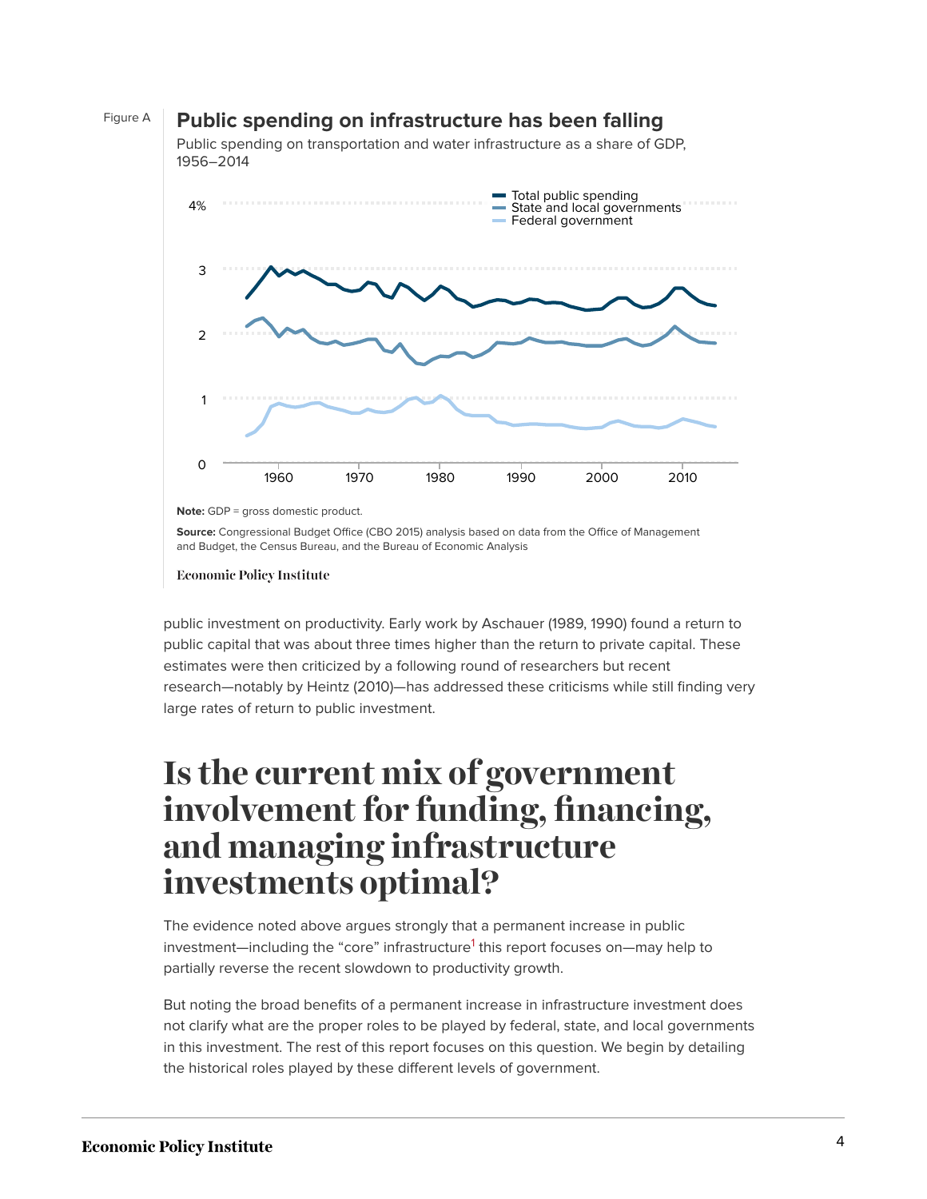Figure A

**Public spending on infrastructure has been falling**

Public spending on transportation and water infrastructure as a share of GDP, 1956–2014

**Note:** GDP = gross domestic product.

**Source:** Congressional Budget Office (CBO 2015) analysis based on data from the Office of Management and Budget, the Census Bureau, and the Bureau of Economic Analysis

Economic Policy Institute

public investment on productivity. Early work by Aschauer (1989, 1990) found a return to public capital that was about three times higher than the return to private capital. These estimates were then criticized by a following round of researchers but recent research—notably by Heintz (2010)—has addressed these criticisms while still finding very large rates of return to public investment.

# Is the current mix of government involvement for funding, financing, and managing infrastructure investments optimal?

The evidence noted above argues strongly that a permanent increase in public investment—including the "core" infrastructure[1] this report focuses on—may help to partially reverse the recent slowdown to productivity growth.

But noting the broad benefits of a permanent increase in infrastructure investment does not clarify what are the proper roles to be played by federal, state, and local governments in this investment. The rest of this report focuses on this question. We begin by detailing the historical roles played by these different levels of government.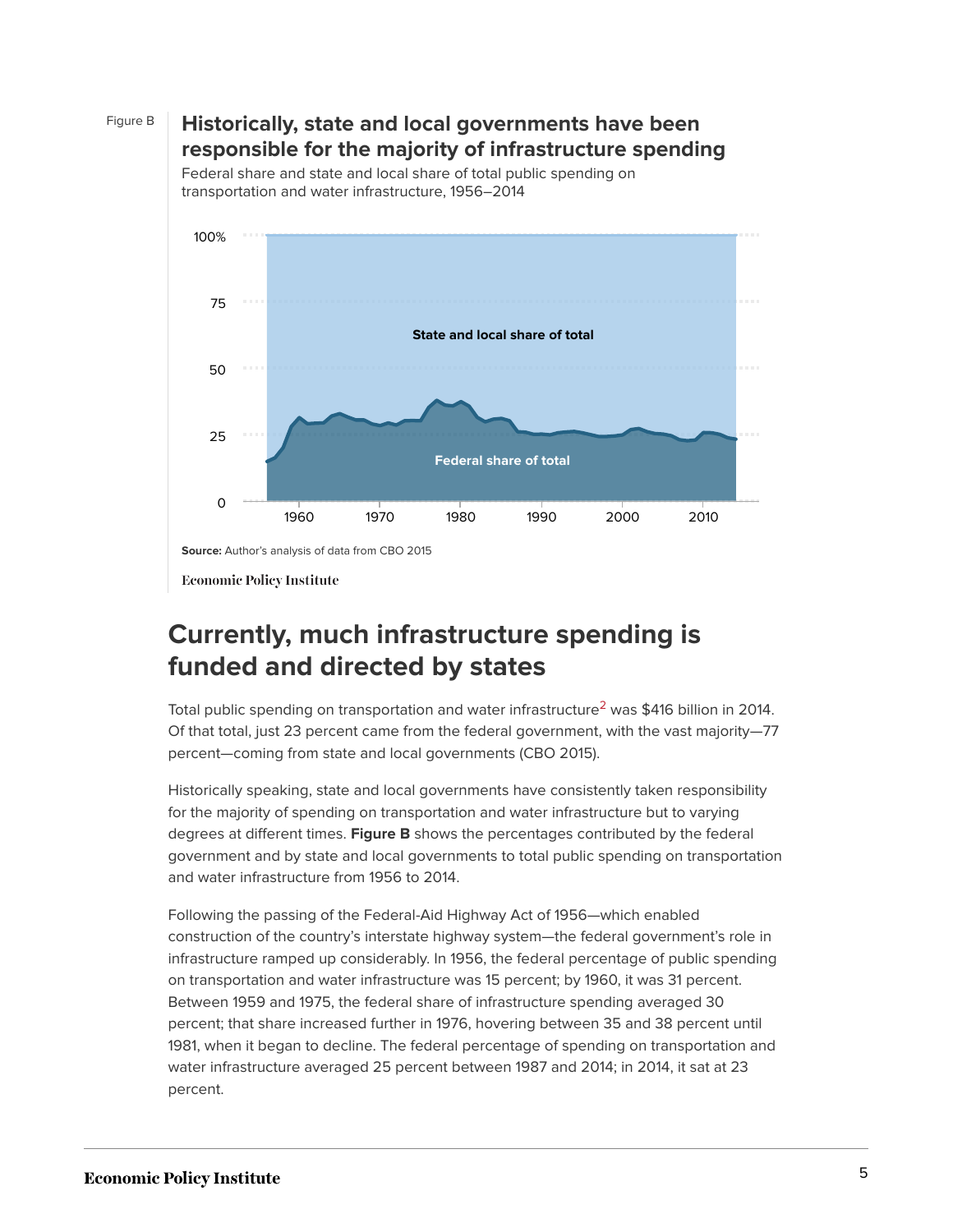Figure B

**Historically, state and local governments have been responsible for the majority of infrastructure spending**

Federal share and state and local share of total public spending on transportation and water infrastructure, 1956–2014

**Source:** Author's analysis of data from CBO 2015

Economic Policy Institute

## Currently, much infrastructure spending is funded and directed by states

Total public spending on transportation and water infrastructure[2] was $416 billion in 2014. Of that total, just 23 percent came from the federal government, with the vast majority—77 percent—coming from state and local governments (CBO 2015).

Historically speaking, state and local governments have consistently taken responsibility for the majority of spending on transportation and water infrastructure but to varying degrees at different times. **Figure B** shows the percentages contributed by the federal government and by state and local governments to total public spending on transportation and water infrastructure from 1956 to 2014.

Following the passing of the Federal-Aid Highway Act of 1956—which enabled construction of the country's interstate highway system—the federal government's role in infrastructure ramped up considerably. In 1956, the federal percentage of public spending on transportation and water infrastructure was 15 percent; by 1960, it was 31 percent. Between 1959 and 1975, the federal share of infrastructure spending averaged 30 percent; that share increased further in 1976, hovering between 35 and 38 percent until 1981, when it began to decline. The federal percentage of spending on transportation and water infrastructure averaged 25 percent between 1987 and 2014; in 2014, it sat at 23 percent.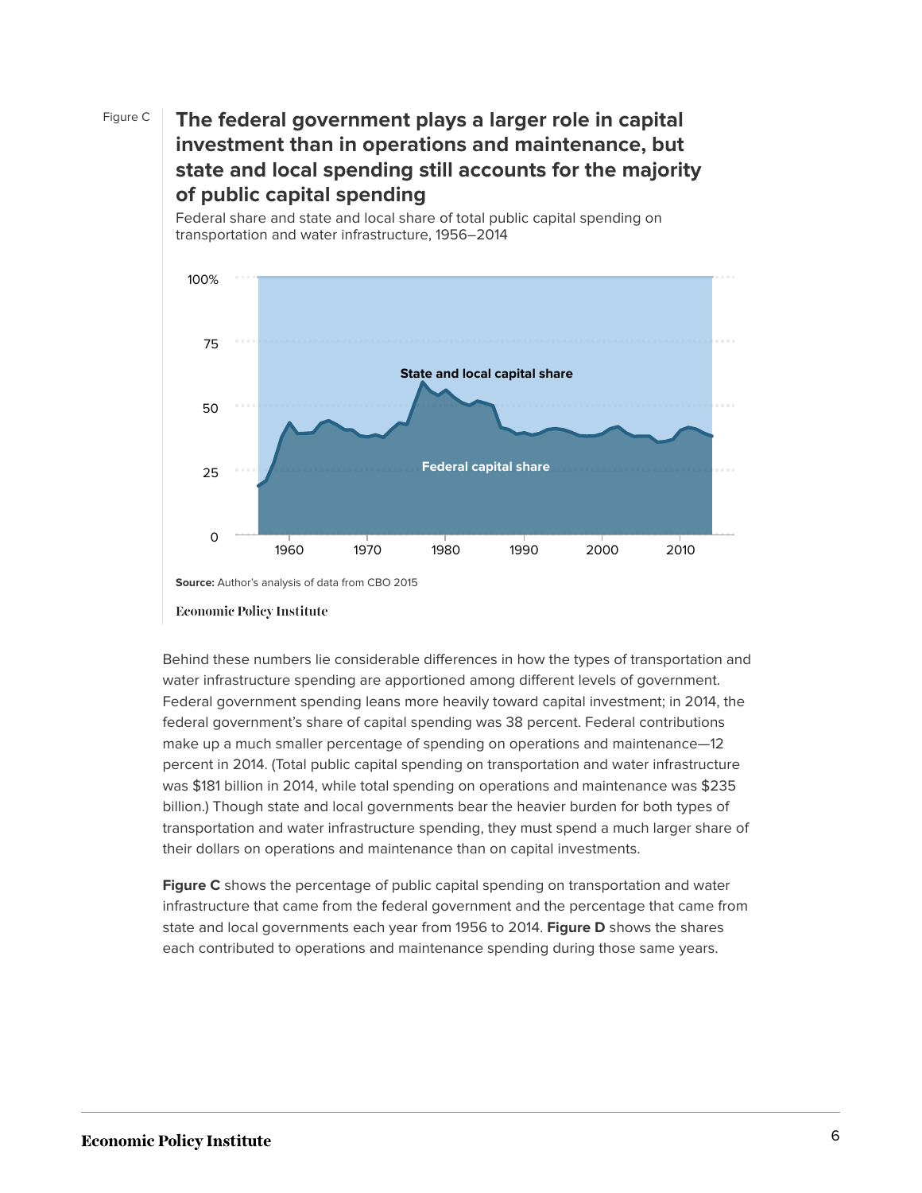Figure C

## The federal government plays a larger role in capital investment than in operations and maintenance, but state and local spending still accounts for the majority of public capital spending

Federal share and state and local share of total public capital spending on transportation and water infrastructure, 1956–2014

**Source:** Author's analysis of data from CBO 2015

Economic Policy Institute

Behind these numbers lie considerable differences in how the types of transportation and water infrastructure spending are apportioned among different levels of government. Federal government spending leans more heavily toward capital investment; in 2014, the federal government's share of capital spending was 38 percent. Federal contributions make up a much smaller percentage of spending on operations and maintenance—12 percent in 2014. (Total public capital spending on transportation and water infrastructure was $181 billion in 2014, while total spending on operations and maintenance was $235 billion.) Though state and local governments bear the heavier burden for both types of transportation and water infrastructure spending, they must spend a much larger share of their dollars on operations and maintenance than on capital investments.

**Figure C** shows the percentage of public capital spending on transportation and water infrastructure that came from the federal government and the percentage that came from state and local governments each year from 1956 to 2014. **Figure D** shows the shares each contributed to operations and maintenance spending during those same years.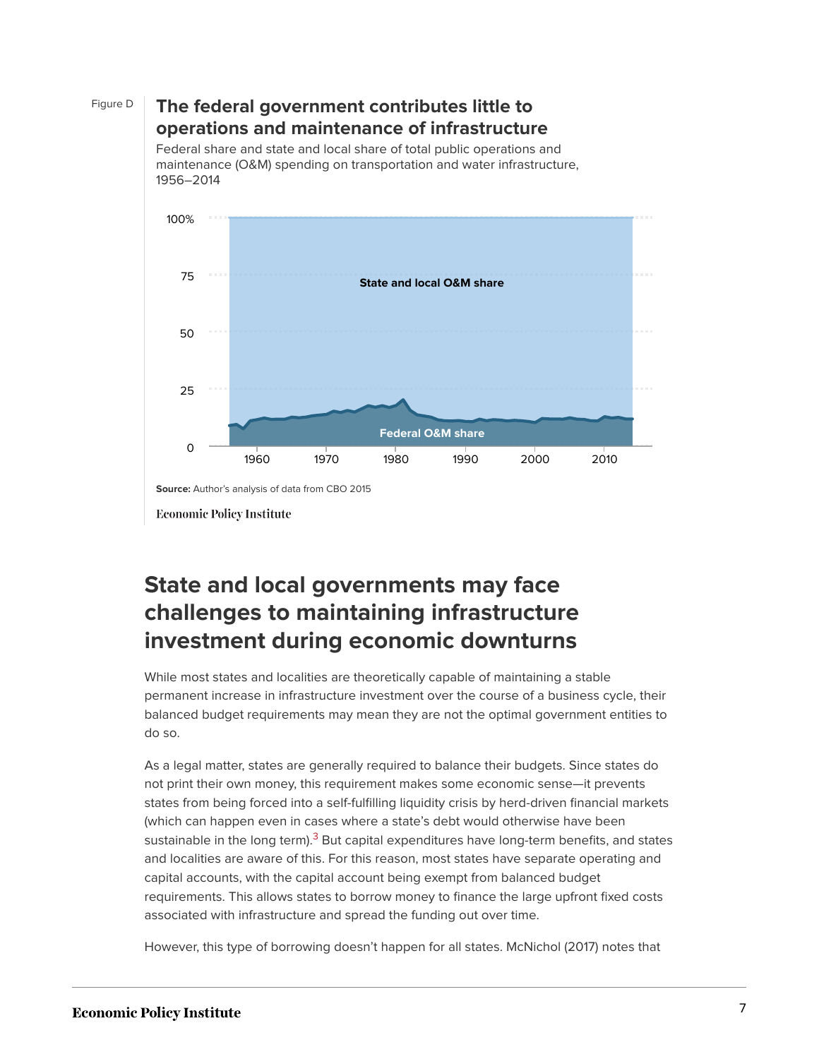Figure D

**The federal government contributes little to operations and maintenance of infrastructure**

Federal share and state and local share of total public operations and maintenance (O&M) spending on transportation and water infrastructure, 1956–2014

**Source:** Author's analysis of data from CBO 2015

Economic Policy Institute

## State and local governments may face challenges to maintaining infrastructure investment during economic downturns

While most states and localities are theoretically capable of maintaining a stable permanent increase in infrastructure investment over the course of a business cycle, their balanced budget requirements may mean they are not the optimal government entities to do so.

As a legal matter, states are generally required to balance their budgets. Since states do not print their own money, this requirement makes some economic sense—it prevents states from being forced into a self-fulfilling liquidity crisis by herd-driven financial markets (which can happen even in cases where a state's debt would otherwise have been sustainable in the long term).[3] But capital expenditures have long-term benefits, and states and localities are aware of this. For this reason, most states have separate operating and capital accounts, with the capital account being exempt from balanced budget requirements. This allows states to borrow money to finance the large upfront fixed costs associated with infrastructure and spread the funding out over time.

However, this type of borrowing doesn't happen for all states. McNichol (2017) notes that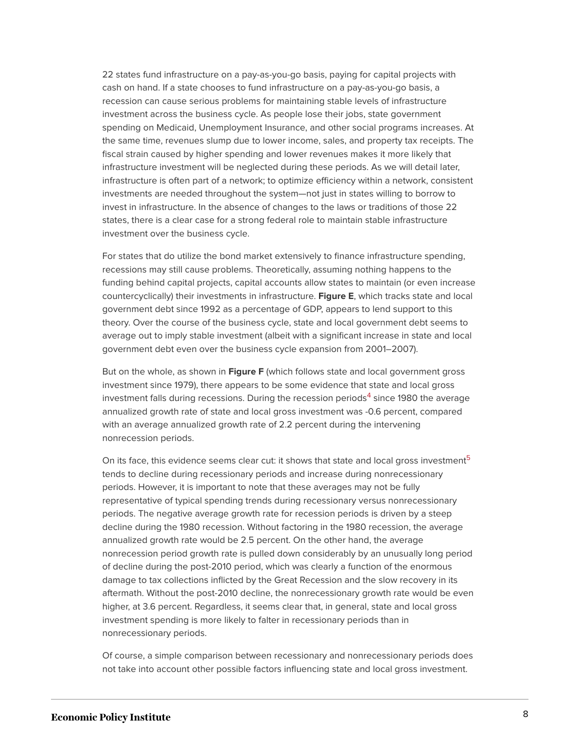22 states fund infrastructure on a pay-as-you-go basis, paying for capital projects with cash on hand. If a state chooses to fund infrastructure on a pay-as-you-go basis, a recession can cause serious problems for maintaining stable levels of infrastructure investment across the business cycle. As people lose their jobs, state government spending on Medicaid, Unemployment Insurance, and other social programs increases. At the same time, revenues slump due to lower income, sales, and property tax receipts. The fiscal strain caused by higher spending and lower revenues makes it more likely that infrastructure investment will be neglected during these periods. As we will detail later, infrastructure is often part of a network; to optimize efficiency within a network, consistent investments are needed throughout the system—not just in states willing to borrow to invest in infrastructure. In the absence of changes to the laws or traditions of those 22 states, there is a clear case for a strong federal role to maintain stable infrastructure investment over the business cycle.

For states that do utilize the bond market extensively to finance infrastructure spending, recessions may still cause problems. Theoretically, assuming nothing happens to the funding behind capital projects, capital accounts allow states to maintain (or even increase countercyclically) their investments in infrastructure. **Figure E**, which tracks state and local government debt since 1992 as a percentage of GDP, appears to lend support to this theory. Over the course of the business cycle, state and local government debt seems to average out to imply stable investment (albeit with a significant increase in state and local government debt even over the business cycle expansion from 2001–2007).

But on the whole, as shown in **Figure F** (which follows state and local government gross investment since 1979), there appears to be some evidence that state and local gross investment falls during recessions. During the recession periods[4] since 1980 the average annualized growth rate of state and local gross investment was -0.6 percent, compared with an average annualized growth rate of 2.2 percent during the intervening nonrecession periods.

On its face, this evidence seems clear cut: it shows that state and local gross investment[5] tends to decline during recessionary periods and increase during nonrecessionary periods. However, it is important to note that these averages may not be fully representative of typical spending trends during recessionary versus nonrecessionary periods. The negative average growth rate for recession periods is driven by a steep decline during the 1980 recession. Without factoring in the 1980 recession, the average annualized growth rate would be 2.5 percent. On the other hand, the average nonrecession period growth rate is pulled down considerably by an unusually long period of decline during the post-2010 period, which was clearly a function of the enormous damage to tax collections inflicted by the Great Recession and the slow recovery in its aftermath. Without the post-2010 decline, the nonrecessionary growth rate would be even higher, at 3.6 percent. Regardless, it seems clear that, in general, state and local gross investment spending is more likely to falter in recessionary periods than in nonrecessionary periods.

Of course, a simple comparison between recessionary and nonrecessionary periods does not take into account other possible factors influencing state and local gross investment.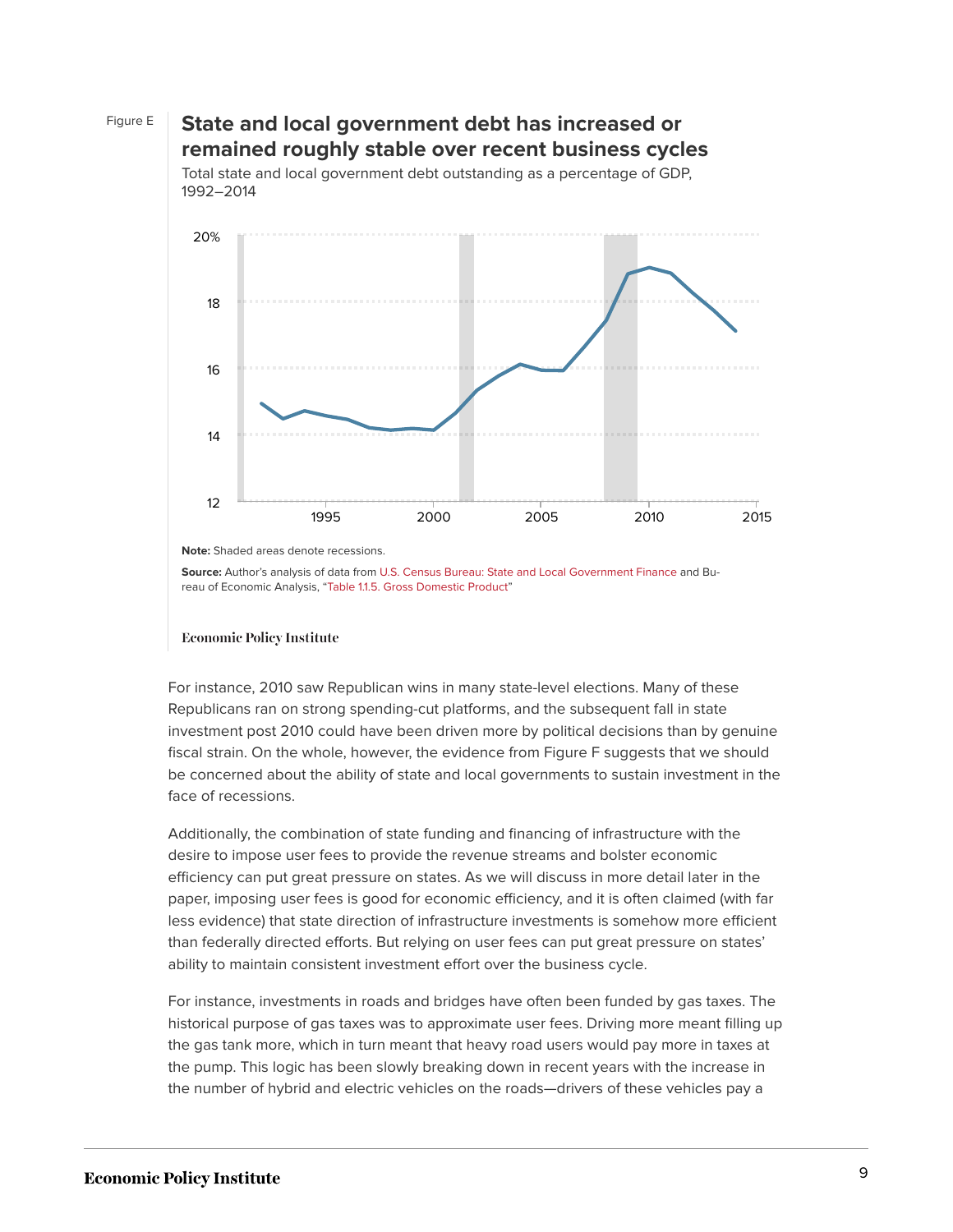Figure E

**State and local government debt has increased or remained roughly stable over recent business cycles**

Total state and local government debt outstanding as a percentage of GDP, 1992–2014

**Note:** Shaded areas denote recessions.

**Source:** Author's analysis of data from U.S. Census Bureau: State and Local Government Finance and Bureau of Economic Analysis, "Table 1.1.5. Gross Domestic Product"

Economic Policy Institute

For instance, 2010 saw Republican wins in many state-level elections. Many of these Republicans ran on strong spending-cut platforms, and the subsequent fall in state investment post 2010 could have been driven more by political decisions than by genuine fiscal strain. On the whole, however, the evidence from Figure F suggests that we should be concerned about the ability of state and local governments to sustain investment in the face of recessions.

Additionally, the combination of state funding and financing of infrastructure with the desire to impose user fees to provide the revenue streams and bolster economic efficiency can put great pressure on states. As we will discuss in more detail later in the paper, imposing user fees is good for economic efficiency, and it is often claimed (with far less evidence) that state direction of infrastructure investments is somehow more efficient than federally directed efforts. But relying on user fees can put great pressure on states' ability to maintain consistent investment effort over the business cycle.

For instance, investments in roads and bridges have often been funded by gas taxes. The historical purpose of gas taxes was to approximate user fees. Driving more meant filling up the gas tank more, which in turn meant that heavy road users would pay more in taxes at the pump. This logic has been slowly breaking down in recent years with the increase in the number of hybrid and electric vehicles on the roads—drivers of these vehicles pay a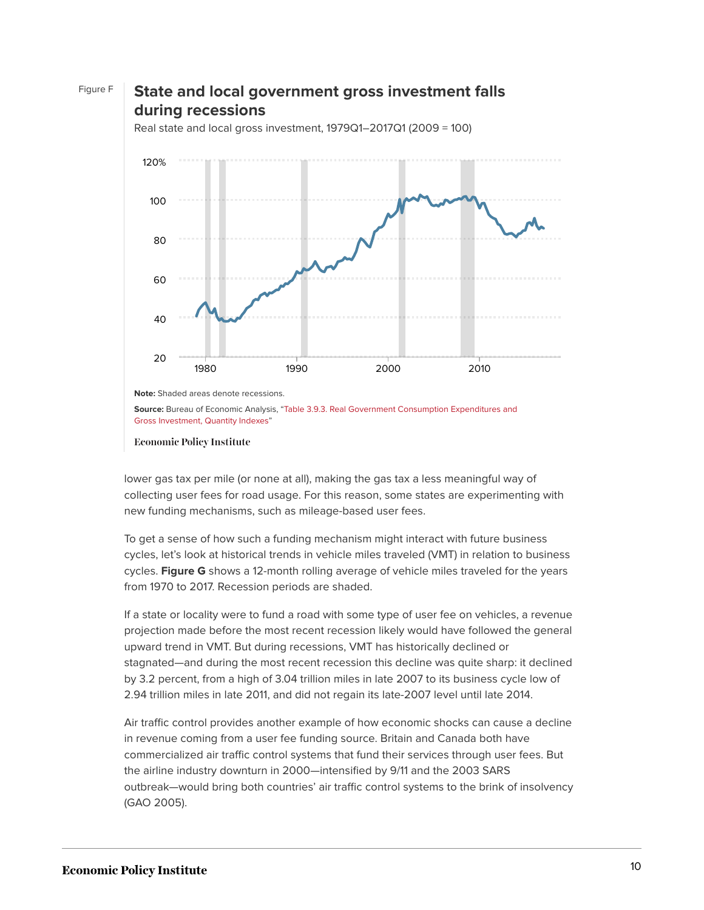Figure F

## State and local government gross investment falls during recessions

Real state and local gross investment, 1979Q1–2017Q1 (2009 = 100)

**Note:** Shaded areas denote recessions.

**Source:** Bureau of Economic Analysis, "Table 3.9.3. Real Government Consumption Expenditures and Gross Investment, Quantity Indexes"

Economic Policy Institute

lower gas tax per mile (or none at all), making the gas tax a less meaningful way of collecting user fees for road usage. For this reason, some states are experimenting with new funding mechanisms, such as mileage-based user fees.

To get a sense of how such a funding mechanism might interact with future business cycles, let's look at historical trends in vehicle miles traveled (VMT) in relation to business cycles. **Figure G** shows a 12-month rolling average of vehicle miles traveled for the years from 1970 to 2017. Recession periods are shaded.

If a state or locality were to fund a road with some type of user fee on vehicles, a revenue projection made before the most recent recession likely would have followed the general upward trend in VMT. But during recessions, VMT has historically declined or stagnated—and during the most recent recession this decline was quite sharp: it declined by 3.2 percent, from a high of 3.04 trillion miles in late 2007 to its business cycle low of 2.94 trillion miles in late 2011, and did not regain its late-2007 level until late 2014.

Air traffic control provides another example of how economic shocks can cause a decline in revenue coming from a user fee funding source. Britain and Canada both have commercialized air traffic control systems that fund their services through user fees. But the airline industry downturn in 2000—intensified by 9/11 and the 2003 SARS outbreak—would bring both countries' air traffic control systems to the brink of insolvency (GAO 2005).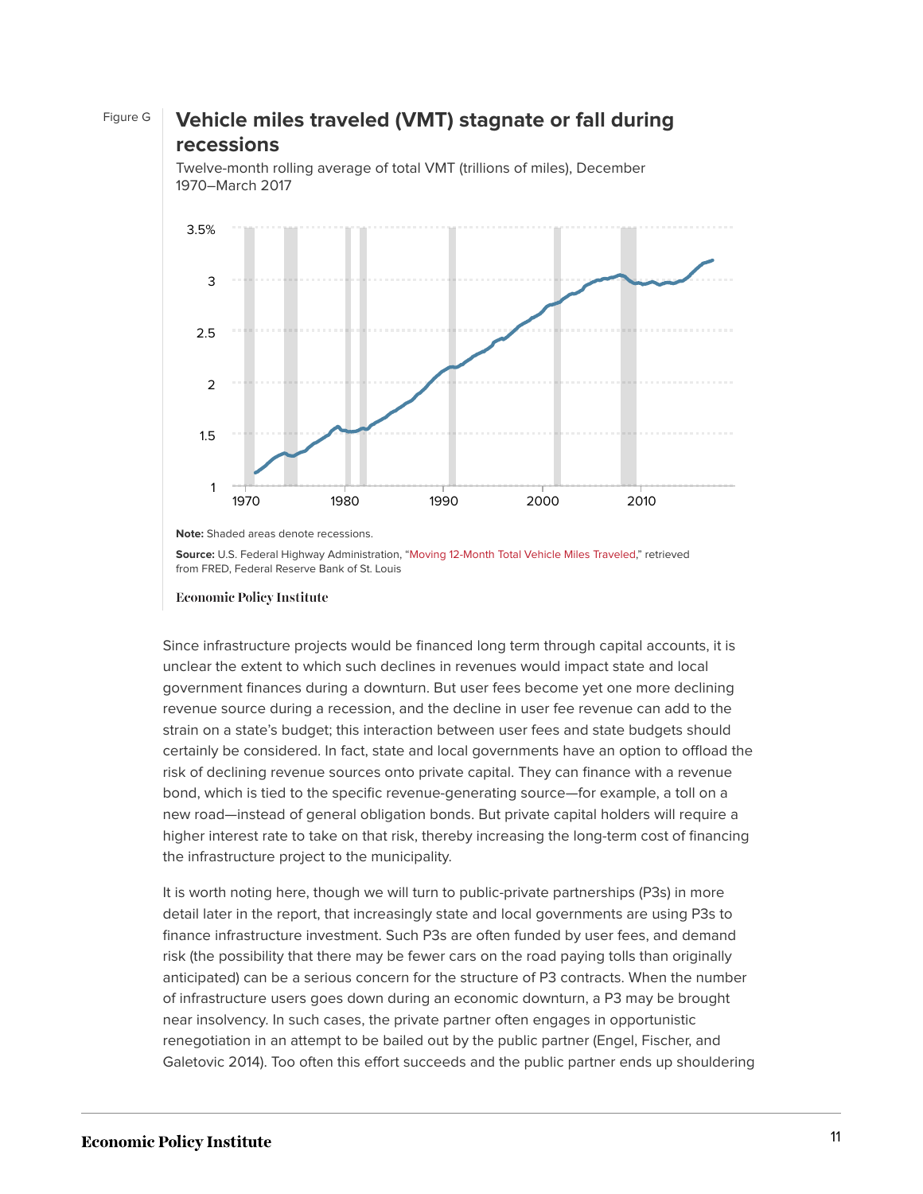Figure G

**Vehicle miles traveled (VMT) stagnate or fall during recessions**

Twelve-month rolling average of total VMT (trillions of miles), December 1970–March 2017

**Note:** Shaded areas denote recessions.

**Source:** U.S. Federal Highway Administration, "Moving 12-Month Total Vehicle Miles Traveled," retrieved from FRED, Federal Reserve Bank of St. Louis

Economic Policy Institute

Since infrastructure projects would be financed long term through capital accounts, it is unclear the extent to which such declines in revenues would impact state and local government finances during a downturn. But user fees become yet one more declining revenue source during a recession, and the decline in user fee revenue can add to the strain on a state's budget; this interaction between user fees and state budgets should certainly be considered. In fact, state and local governments have an option to offload the risk of declining revenue sources onto private capital. They can finance with a revenue bond, which is tied to the specific revenue-generating source—for example, a toll on a new road—instead of general obligation bonds. But private capital holders will require a higher interest rate to take on that risk, thereby increasing the long-term cost of financing the infrastructure project to the municipality.

It is worth noting here, though we will turn to public-private partnerships (P3s) in more detail later in the report, that increasingly state and local governments are using P3s to finance infrastructure investment. Such P3s are often funded by user fees, and demand risk (the possibility that there may be fewer cars on the road paying tolls than originally anticipated) can be a serious concern for the structure of P3 contracts. When the number of infrastructure users goes down during an economic downturn, a P3 may be brought near insolvency. In such cases, the private partner often engages in opportunistic renegotiation in an attempt to be bailed out by the public partner (Engel, Fischer, and Galetovic 2014). Too often this effort succeeds and the public partner ends up shouldering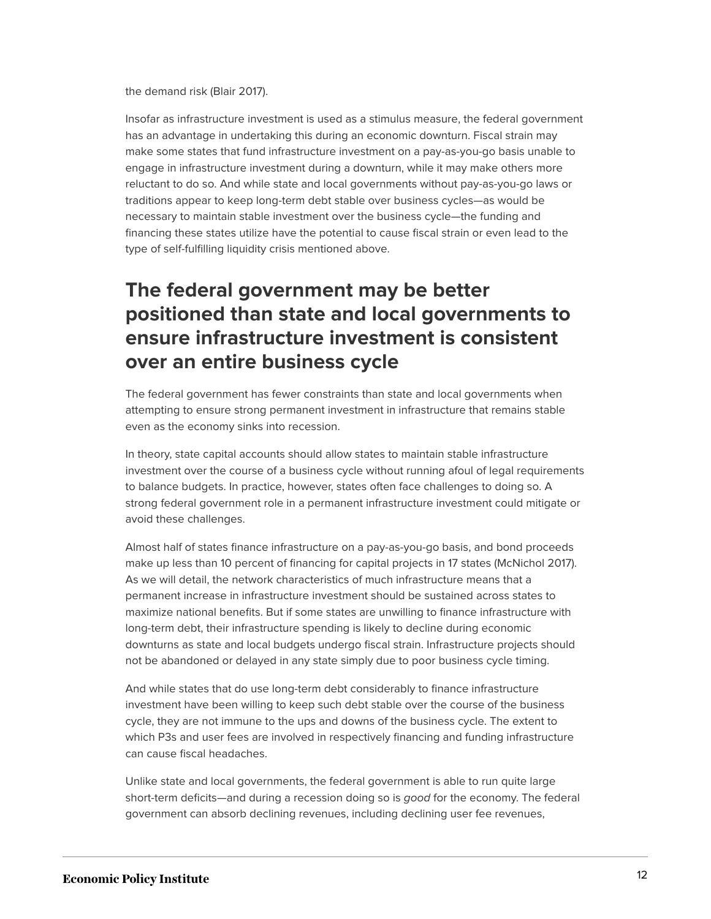the demand risk (Blair 2017).

Insofar as infrastructure investment is used as a stimulus measure, the federal government has an advantage in undertaking this during an economic downturn. Fiscal strain may make some states that fund infrastructure investment on a pay-as-you-go basis unable to engage in infrastructure investment during a downturn, while it may make others more reluctant to do so. And while state and local governments without pay-as-you-go laws or traditions appear to keep long-term debt stable over business cycles—as would be necessary to maintain stable investment over the business cycle—the funding and financing these states utilize have the potential to cause fiscal strain or even lead to the type of self-fulfilling liquidity crisis mentioned above.

## The federal government may be better positioned than state and local governments to ensure infrastructure investment is consistent over an entire business cycle

The federal government has fewer constraints than state and local governments when attempting to ensure strong permanent investment in infrastructure that remains stable even as the economy sinks into recession.

In theory, state capital accounts should allow states to maintain stable infrastructure investment over the course of a business cycle without running afoul of legal requirements to balance budgets. In practice, however, states often face challenges to doing so. A strong federal government role in a permanent infrastructure investment could mitigate or avoid these challenges.

Almost half of states finance infrastructure on a pay-as-you-go basis, and bond proceeds make up less than 10 percent of financing for capital projects in 17 states (McNichol 2017). As we will detail, the network characteristics of much infrastructure means that a permanent increase in infrastructure investment should be sustained across states to maximize national benefits. But if some states are unwilling to finance infrastructure with long-term debt, their infrastructure spending is likely to decline during economic downturns as state and local budgets undergo fiscal strain. Infrastructure projects should not be abandoned or delayed in any state simply due to poor business cycle timing.

And while states that do use long-term debt considerably to finance infrastructure investment have been willing to keep such debt stable over the course of the business cycle, they are not immune to the ups and downs of the business cycle. The extent to which P3s and user fees are involved in respectively financing and funding infrastructure can cause fiscal headaches.

Unlike state and local governments, the federal government is able to run quite large short-term deficits—and during a recession doing so is *good* for the economy. The federal government can absorb declining revenues, including declining user fee revenues,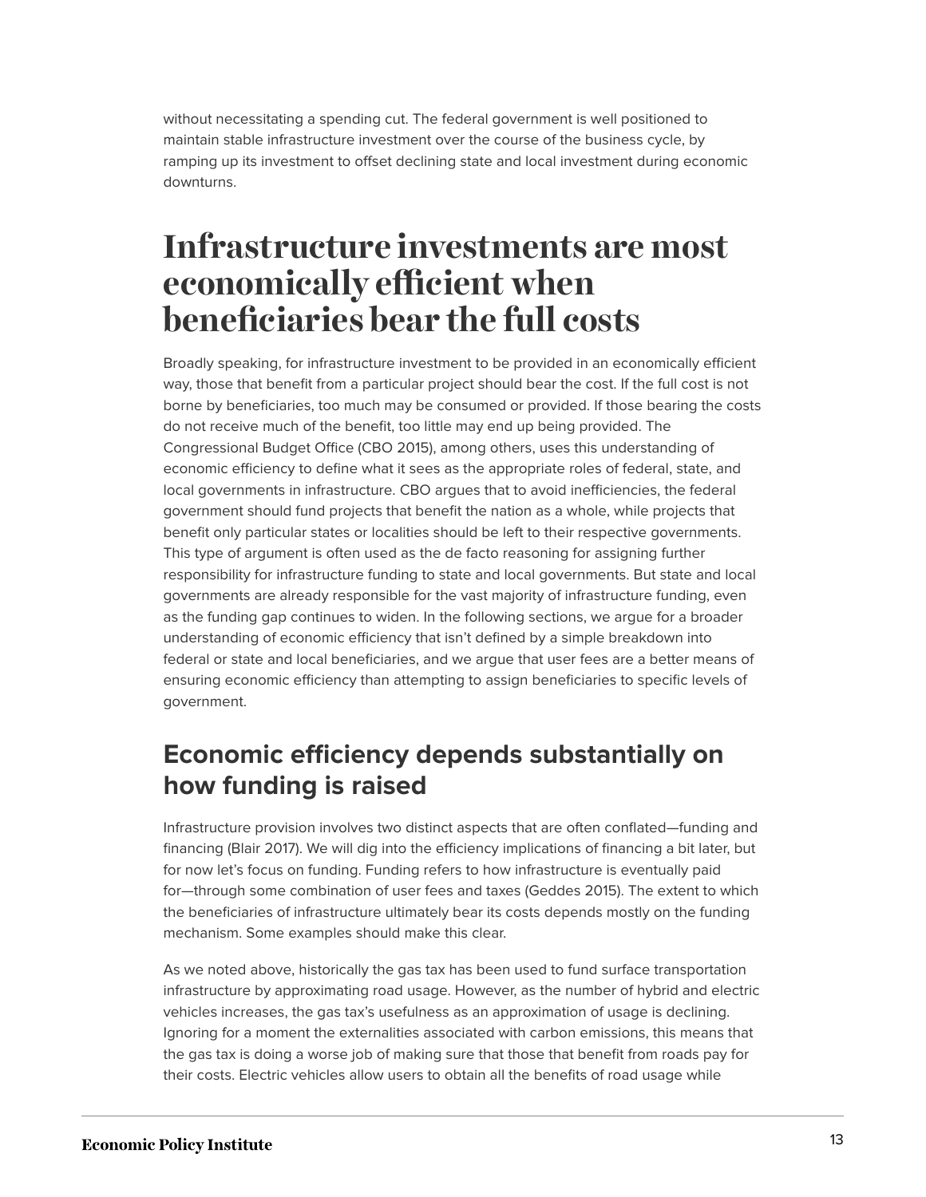without necessitating a spending cut. The federal government is well positioned to maintain stable infrastructure investment over the course of the business cycle, by ramping up its investment to offset declining state and local investment during economic downturns.

# Infrastructure investments are most economically efficient when beneficiaries bear the full costs

Broadly speaking, for infrastructure investment to be provided in an economically efficient way, those that benefit from a particular project should bear the cost. If the full cost is not borne by beneficiaries, too much may be consumed or provided. If those bearing the costs do not receive much of the benefit, too little may end up being provided. The Congressional Budget Office (CBO 2015), among others, uses this understanding of economic efficiency to define what it sees as the appropriate roles of federal, state, and local governments in infrastructure. CBO argues that to avoid inefficiencies, the federal government should fund projects that benefit the nation as a whole, while projects that benefit only particular states or localities should be left to their respective governments. This type of argument is often used as the de facto reasoning for assigning further responsibility for infrastructure funding to state and local governments. But state and local governments are already responsible for the vast majority of infrastructure funding, even as the funding gap continues to widen. In the following sections, we argue for a broader understanding of economic efficiency that isn't defined by a simple breakdown into federal or state and local beneficiaries, and we argue that user fees are a better means of ensuring economic efficiency than attempting to assign beneficiaries to specific levels of government.

## Economic efficiency depends substantially on how funding is raised

Infrastructure provision involves two distinct aspects that are often conflated—funding and financing (Blair 2017). We will dig into the efficiency implications of financing a bit later, but for now let's focus on funding. Funding refers to how infrastructure is eventually paid for—through some combination of user fees and taxes (Geddes 2015). The extent to which the beneficiaries of infrastructure ultimately bear its costs depends mostly on the funding mechanism. Some examples should make this clear.

As we noted above, historically the gas tax has been used to fund surface transportation infrastructure by approximating road usage. However, as the number of hybrid and electric vehicles increases, the gas tax's usefulness as an approximation of usage is declining. Ignoring for a moment the externalities associated with carbon emissions, this means that the gas tax is doing a worse job of making sure that those that benefit from roads pay for their costs. Electric vehicles allow users to obtain all the benefits of road usage while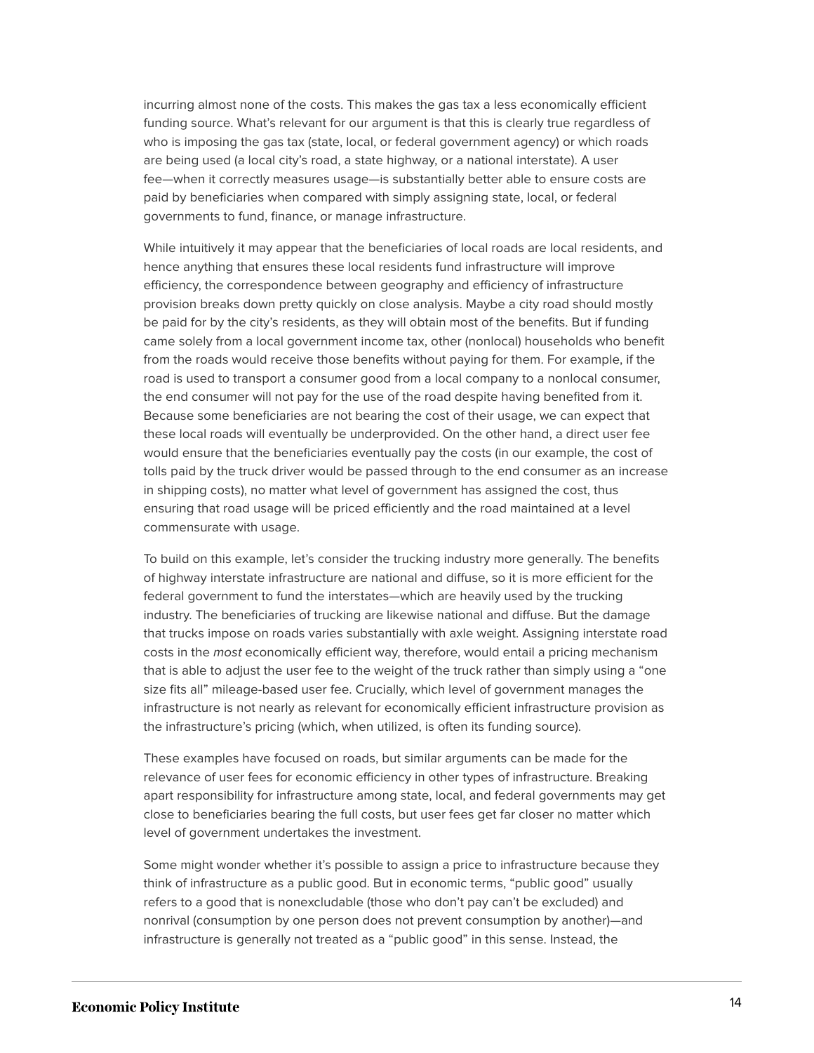incurring almost none of the costs. This makes the gas tax a less economically efficient funding source. What's relevant for our argument is that this is clearly true regardless of who is imposing the gas tax (state, local, or federal government agency) or which roads are being used (a local city's road, a state highway, or a national interstate). A user fee—when it correctly measures usage—is substantially better able to ensure costs are paid by beneficiaries when compared with simply assigning state, local, or federal governments to fund, finance, or manage infrastructure.

While intuitively it may appear that the beneficiaries of local roads are local residents, and hence anything that ensures these local residents fund infrastructure will improve efficiency, the correspondence between geography and efficiency of infrastructure provision breaks down pretty quickly on close analysis. Maybe a city road should mostly be paid for by the city's residents, as they will obtain most of the benefits. But if funding came solely from a local government income tax, other (nonlocal) households who benefit from the roads would receive those benefits without paying for them. For example, if the road is used to transport a consumer good from a local company to a nonlocal consumer, the end consumer will not pay for the use of the road despite having benefited from it. Because some beneficiaries are not bearing the cost of their usage, we can expect that these local roads will eventually be underprovided. On the other hand, a direct user fee would ensure that the beneficiaries eventually pay the costs (in our example, the cost of tolls paid by the truck driver would be passed through to the end consumer as an increase in shipping costs), no matter what level of government has assigned the cost, thus ensuring that road usage will be priced efficiently and the road maintained at a level commensurate with usage.

To build on this example, let's consider the trucking industry more generally. The benefits of highway interstate infrastructure are national and diffuse, so it is more efficient for the federal government to fund the interstates—which are heavily used by the trucking industry. The beneficiaries of trucking are likewise national and diffuse. But the damage that trucks impose on roads varies substantially with axle weight. Assigning interstate road costs in the *most* economically efficient way, therefore, would entail a pricing mechanism that is able to adjust the user fee to the weight of the truck rather than simply using a "one size fits all" mileage-based user fee. Crucially, which level of government manages the infrastructure is not nearly as relevant for economically efficient infrastructure provision as the infrastructure's pricing (which, when utilized, is often its funding source).

These examples have focused on roads, but similar arguments can be made for the relevance of user fees for economic efficiency in other types of infrastructure. Breaking apart responsibility for infrastructure among state, local, and federal governments may get close to beneficiaries bearing the full costs, but user fees get far closer no matter which level of government undertakes the investment.

Some might wonder whether it's possible to assign a price to infrastructure because they think of infrastructure as a public good. But in economic terms, "public good" usually refers to a good that is nonexcludable (those who don't pay can't be excluded) and nonrival (consumption by one person does not prevent consumption by another)—and infrastructure is generally not treated as a "public good" in this sense. Instead, the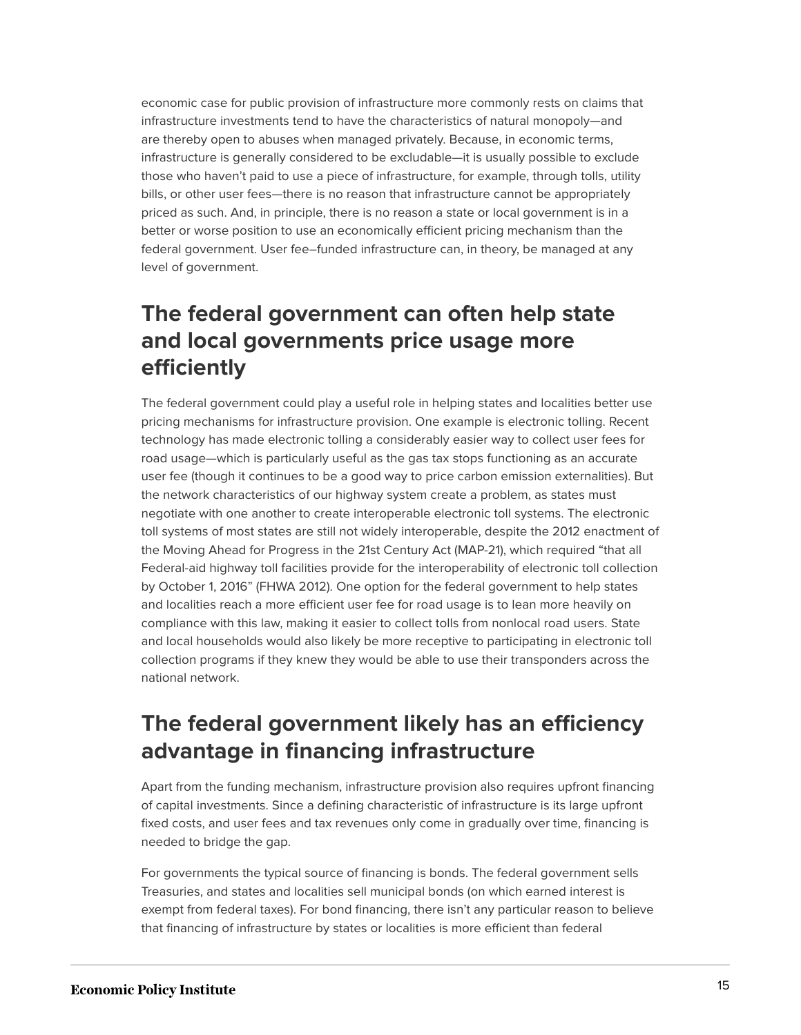economic case for public provision of infrastructure more commonly rests on claims that infrastructure investments tend to have the characteristics of natural monopoly—and are thereby open to abuses when managed privately. Because, in economic terms, infrastructure is generally considered to be excludable—it is usually possible to exclude those who haven't paid to use a piece of infrastructure, for example, through tolls, utility bills, or other user fees—there is no reason that infrastructure cannot be appropriately priced as such. And, in principle, there is no reason a state or local government is in a better or worse position to use an economically efficient pricing mechanism than the federal government. User fee–funded infrastructure can, in theory, be managed at any level of government.

## The federal government can often help state and local governments price usage more efficiently

The federal government could play a useful role in helping states and localities better use pricing mechanisms for infrastructure provision. One example is electronic tolling. Recent technology has made electronic tolling a considerably easier way to collect user fees for road usage—which is particularly useful as the gas tax stops functioning as an accurate user fee (though it continues to be a good way to price carbon emission externalities). But the network characteristics of our highway system create a problem, as states must negotiate with one another to create interoperable electronic toll systems. The electronic toll systems of most states are still not widely interoperable, despite the 2012 enactment of the Moving Ahead for Progress in the 21st Century Act (MAP-21), which required "that all Federal-aid highway toll facilities provide for the interoperability of electronic toll collection by October 1, 2016" (FHWA 2012). One option for the federal government to help states and localities reach a more efficient user fee for road usage is to lean more heavily on compliance with this law, making it easier to collect tolls from nonlocal road users. State and local households would also likely be more receptive to participating in electronic toll collection programs if they knew they would be able to use their transponders across the national network.

## The federal government likely has an efficiency advantage in financing infrastructure

Apart from the funding mechanism, infrastructure provision also requires upfront financing of capital investments. Since a defining characteristic of infrastructure is its large upfront fixed costs, and user fees and tax revenues only come in gradually over time, financing is needed to bridge the gap.

For governments the typical source of financing is bonds. The federal government sells Treasuries, and states and localities sell municipal bonds (on which earned interest is exempt from federal taxes). For bond financing, there isn't any particular reason to believe that financing of infrastructure by states or localities is more efficient than federal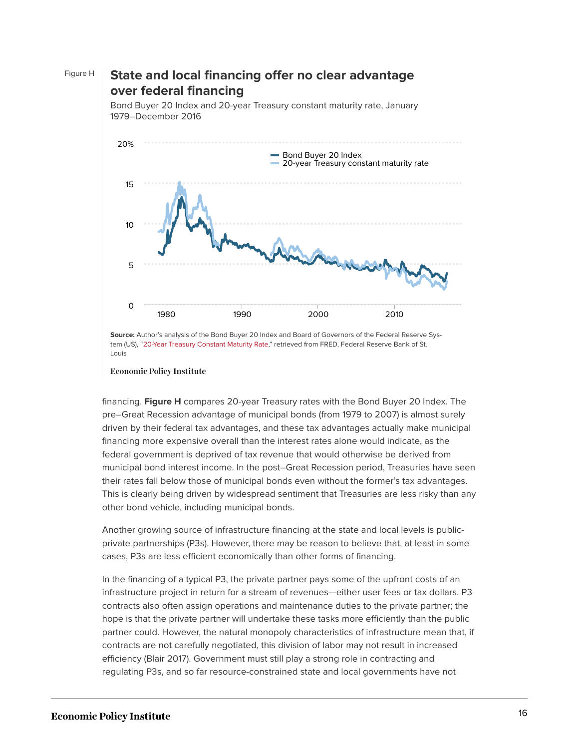Figure H

## State and local financing offer no clear advantage over federal financing

Bond Buyer 20 Index and 20-year Treasury constant maturity rate, January 1979–December 2016

**Source:** Author's analysis of the Bond Buyer 20 Index and Board of Governors of the Federal Reserve System (US), "20-Year Treasury Constant Maturity Rate," retrieved from FRED, Federal Reserve Bank of St. Louis

Economic Policy Institute

financing. **Figure H** compares 20-year Treasury rates with the Bond Buyer 20 Index. The pre–Great Recession advantage of municipal bonds (from 1979 to 2007) is almost surely driven by their federal tax advantages, and these tax advantages actually make municipal financing more expensive overall than the interest rates alone would indicate, as the federal government is deprived of tax revenue that would otherwise be derived from municipal bond interest income. In the post–Great Recession period, Treasuries have seen their rates fall below those of municipal bonds even without the former's tax advantages. This is clearly being driven by widespread sentiment that Treasuries are less risky than any other bond vehicle, including municipal bonds.

Another growing source of infrastructure financing at the state and local levels is public-private partnerships (P3s). However, there may be reason to believe that, at least in some cases, P3s are less efficient economically than other forms of financing.

In the financing of a typical P3, the private partner pays some of the upfront costs of an infrastructure project in return for a stream of revenues—either user fees or tax dollars. P3 contracts also often assign operations and maintenance duties to the private partner; the hope is that the private partner will undertake these tasks more efficiently than the public partner could. However, the natural monopoly characteristics of infrastructure mean that, if contracts are not carefully negotiated, this division of labor may not result in increased efficiency (Blair 2017). Government must still play a strong role in contracting and regulating P3s, and so far resource-constrained state and local governments have not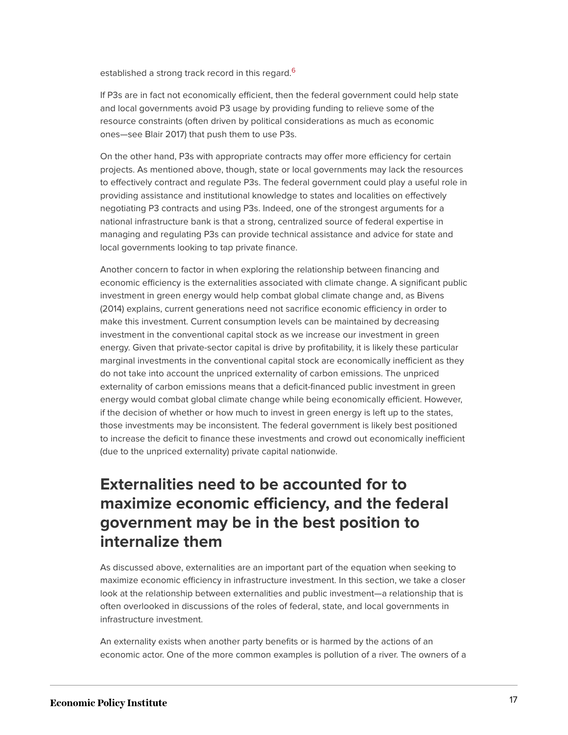established a strong track record in this regard.[6]

If P3s are in fact not economically efficient, then the federal government could help state and local governments avoid P3 usage by providing funding to relieve some of the resource constraints (often driven by political considerations as much as economic ones—see Blair 2017) that push them to use P3s.

On the other hand, P3s with appropriate contracts may offer more efficiency for certain projects. As mentioned above, though, state or local governments may lack the resources to effectively contract and regulate P3s. The federal government could play a useful role in providing assistance and institutional knowledge to states and localities on effectively negotiating P3 contracts and using P3s. Indeed, one of the strongest arguments for a national infrastructure bank is that a strong, centralized source of federal expertise in managing and regulating P3s can provide technical assistance and advice for state and local governments looking to tap private finance.

Another concern to factor in when exploring the relationship between financing and economic efficiency is the externalities associated with climate change. A significant public investment in green energy would help combat global climate change and, as Bivens (2014) explains, current generations need not sacrifice economic efficiency in order to make this investment. Current consumption levels can be maintained by decreasing investment in the conventional capital stock as we increase our investment in green energy. Given that private-sector capital is drive by profitability, it is likely these particular marginal investments in the conventional capital stock are economically inefficient as they do not take into account the unpriced externality of carbon emissions. The unpriced externality of carbon emissions means that a deficit-financed public investment in green energy would combat global climate change while being economically efficient. However, if the decision of whether or how much to invest in green energy is left up to the states, those investments may be inconsistent. The federal government is likely best positioned to increase the deficit to finance these investments and crowd out economically inefficient (due to the unpriced externality) private capital nationwide.

## Externalities need to be accounted for to maximize economic efficiency, and the federal government may be in the best position to internalize them

As discussed above, externalities are an important part of the equation when seeking to maximize economic efficiency in infrastructure investment. In this section, we take a closer look at the relationship between externalities and public investment—a relationship that is often overlooked in discussions of the roles of federal, state, and local governments in infrastructure investment.

An externality exists when another party benefits or is harmed by the actions of an economic actor. One of the more common examples is pollution of a river. The owners of a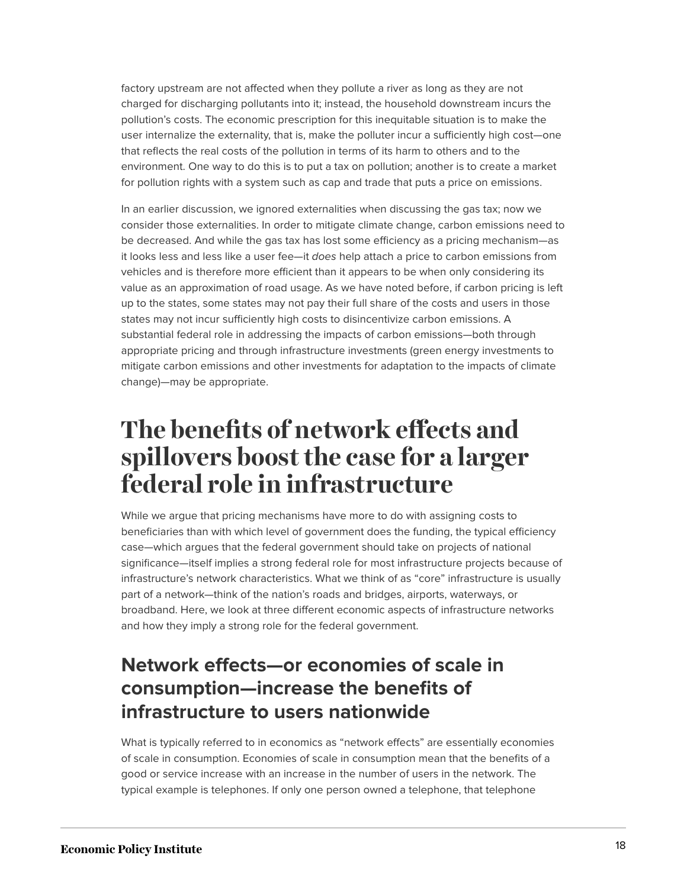factory upstream are not affected when they pollute a river as long as they are not charged for discharging pollutants into it; instead, the household downstream incurs the pollution's costs. The economic prescription for this inequitable situation is to make the user internalize the externality, that is, make the polluter incur a sufficiently high cost—one that reflects the real costs of the pollution in terms of its harm to others and to the environment. One way to do this is to put a tax on pollution; another is to create a market for pollution rights with a system such as cap and trade that puts a price on emissions.

In an earlier discussion, we ignored externalities when discussing the gas tax; now we consider those externalities. In order to mitigate climate change, carbon emissions need to be decreased. And while the gas tax has lost some efficiency as a pricing mechanism—as it looks less and less like a user fee—it *does* help attach a price to carbon emissions from vehicles and is therefore more efficient than it appears to be when only considering its value as an approximation of road usage. As we have noted before, if carbon pricing is left up to the states, some states may not pay their full share of the costs and users in those states may not incur sufficiently high costs to disincentivize carbon emissions. A substantial federal role in addressing the impacts of carbon emissions—both through appropriate pricing and through infrastructure investments (green energy investments to mitigate carbon emissions and other investments for adaptation to the impacts of climate change)—may be appropriate.

# The benefits of network effects and spillovers boost the case for a larger federal role in infrastructure

While we argue that pricing mechanisms have more to do with assigning costs to beneficiaries than with which level of government does the funding, the typical efficiency case—which argues that the federal government should take on projects of national significance—itself implies a strong federal role for most infrastructure projects because of infrastructure's network characteristics. What we think of as "core" infrastructure is usually part of a network—think of the nation's roads and bridges, airports, waterways, or broadband. Here, we look at three different economic aspects of infrastructure networks and how they imply a strong role for the federal government.

## Network effects—or economies of scale in consumption—increase the benefits of infrastructure to users nationwide

What is typically referred to in economics as "network effects" are essentially economies of scale in consumption. Economies of scale in consumption mean that the benefits of a good or service increase with an increase in the number of users in the network. The typical example is telephones. If only one person owned a telephone, that telephone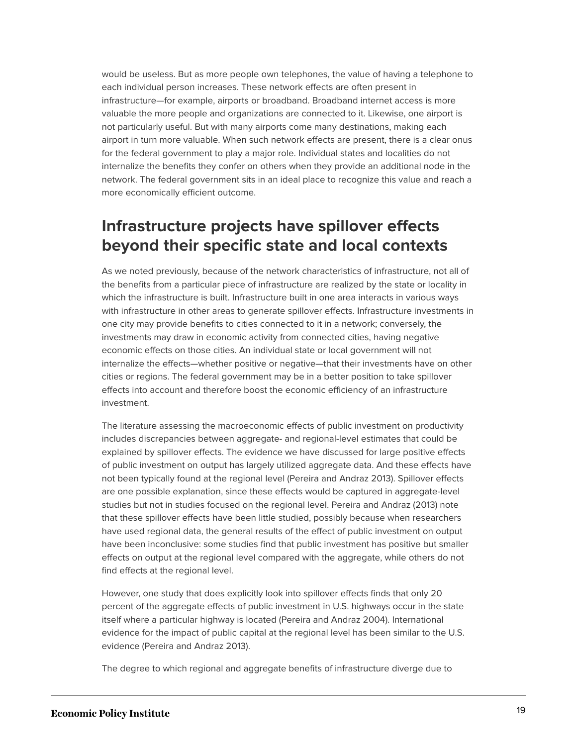would be useless. But as more people own telephones, the value of having a telephone to each individual person increases. These network effects are often present in infrastructure—for example, airports or broadband. Broadband internet access is more valuable the more people and organizations are connected to it. Likewise, one airport is not particularly useful. But with many airports come many destinations, making each airport in turn more valuable. When such network effects are present, there is a clear onus for the federal government to play a major role. Individual states and localities do not internalize the benefits they confer on others when they provide an additional node in the network. The federal government sits in an ideal place to recognize this value and reach a more economically efficient outcome.

## Infrastructure projects have spillover effects beyond their specific state and local contexts

As we noted previously, because of the network characteristics of infrastructure, not all of the benefits from a particular piece of infrastructure are realized by the state or locality in which the infrastructure is built. Infrastructure built in one area interacts in various ways with infrastructure in other areas to generate spillover effects. Infrastructure investments in one city may provide benefits to cities connected to it in a network; conversely, the investments may draw in economic activity from connected cities, having negative economic effects on those cities. An individual state or local government will not internalize the effects—whether positive or negative—that their investments have on other cities or regions. The federal government may be in a better position to take spillover effects into account and therefore boost the economic efficiency of an infrastructure investment.

The literature assessing the macroeconomic effects of public investment on productivity includes discrepancies between aggregate- and regional-level estimates that could be explained by spillover effects. The evidence we have discussed for large positive effects of public investment on output has largely utilized aggregate data. And these effects have not been typically found at the regional level (Pereira and Andraz 2013). Spillover effects are one possible explanation, since these effects would be captured in aggregate-level studies but not in studies focused on the regional level. Pereira and Andraz (2013) note that these spillover effects have been little studied, possibly because when researchers have used regional data, the general results of the effect of public investment on output have been inconclusive: some studies find that public investment has positive but smaller effects on output at the regional level compared with the aggregate, while others do not find effects at the regional level.

However, one study that does explicitly look into spillover effects finds that only 20 percent of the aggregate effects of public investment in U.S. highways occur in the state itself where a particular highway is located (Pereira and Andraz 2004). International evidence for the impact of public capital at the regional level has been similar to the U.S. evidence (Pereira and Andraz 2013).

The degree to which regional and aggregate benefits of infrastructure diverge due to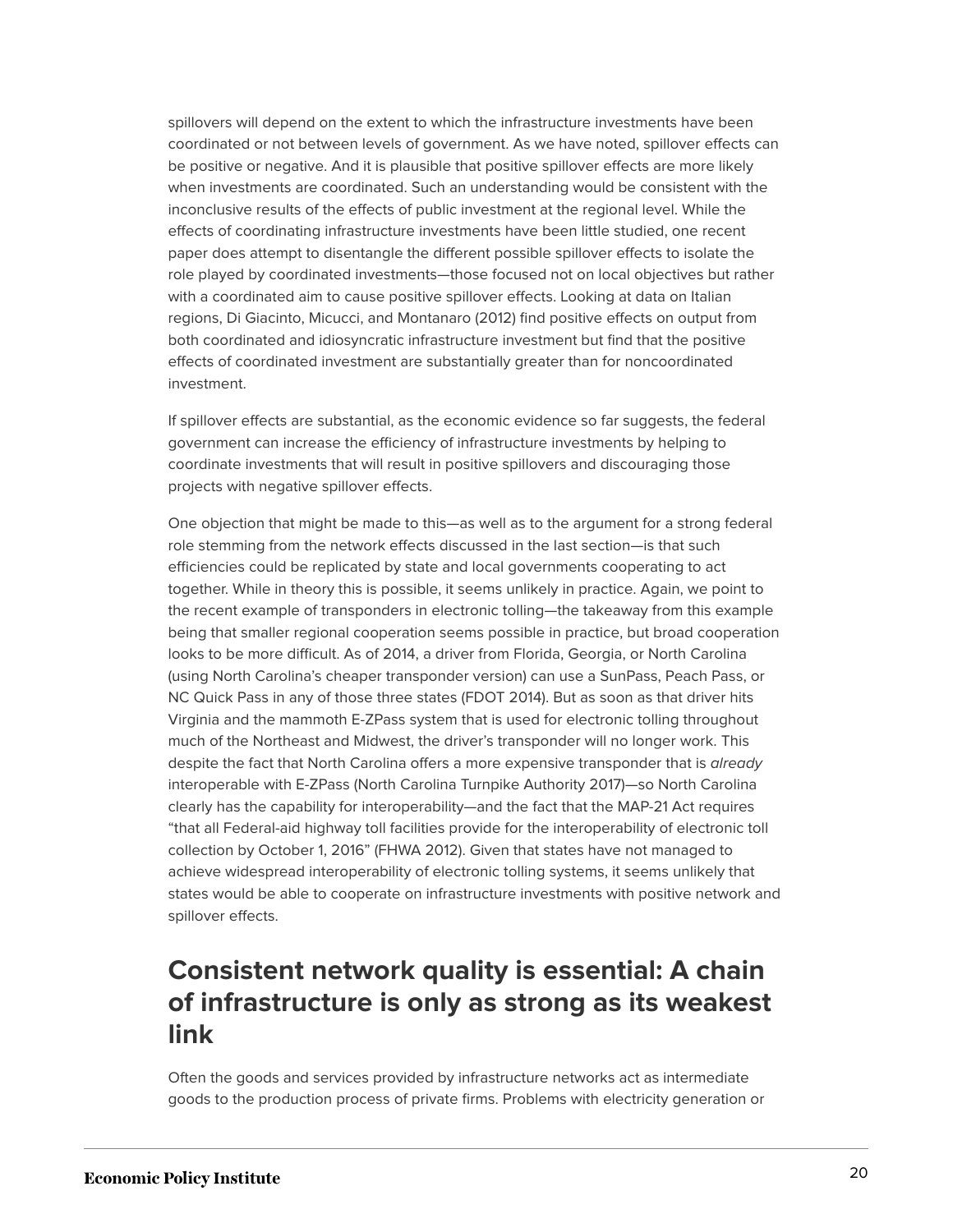spillovers will depend on the extent to which the infrastructure investments have been coordinated or not between levels of government. As we have noted, spillover effects can be positive or negative. And it is plausible that positive spillover effects are more likely when investments are coordinated. Such an understanding would be consistent with the inconclusive results of the effects of public investment at the regional level. While the effects of coordinating infrastructure investments have been little studied, one recent paper does attempt to disentangle the different possible spillover effects to isolate the role played by coordinated investments—those focused not on local objectives but rather with a coordinated aim to cause positive spillover effects. Looking at data on Italian regions, Di Giacinto, Micucci, and Montanaro (2012) find positive effects on output from both coordinated and idiosyncratic infrastructure investment but find that the positive effects of coordinated investment are substantially greater than for noncoordinated investment.

If spillover effects are substantial, as the economic evidence so far suggests, the federal government can increase the efficiency of infrastructure investments by helping to coordinate investments that will result in positive spillovers and discouraging those projects with negative spillover effects.

One objection that might be made to this—as well as to the argument for a strong federal role stemming from the network effects discussed in the last section—is that such efficiencies could be replicated by state and local governments cooperating to act together. While in theory this is possible, it seems unlikely in practice. Again, we point to the recent example of transponders in electronic tolling—the takeaway from this example being that smaller regional cooperation seems possible in practice, but broad cooperation looks to be more difficult. As of 2014, a driver from Florida, Georgia, or North Carolina (using North Carolina's cheaper transponder version) can use a SunPass, Peach Pass, or NC Quick Pass in any of those three states (FDOT 2014). But as soon as that driver hits Virginia and the mammoth E-ZPass system that is used for electronic tolling throughout much of the Northeast and Midwest, the driver's transponder will no longer work. This despite the fact that North Carolina offers a more expensive transponder that is *already* interoperable with E-ZPass (North Carolina Turnpike Authority 2017)—so North Carolina clearly has the capability for interoperability—and the fact that the MAP-21 Act requires "that all Federal-aid highway toll facilities provide for the interoperability of electronic toll collection by October 1, 2016" (FHWA 2012). Given that states have not managed to achieve widespread interoperability of electronic tolling systems, it seems unlikely that states would be able to cooperate on infrastructure investments with positive network and spillover effects.

## Consistent network quality is essential: A chain of infrastructure is only as strong as its weakest link

Often the goods and services provided by infrastructure networks act as intermediate goods to the production process of private firms. Problems with electricity generation or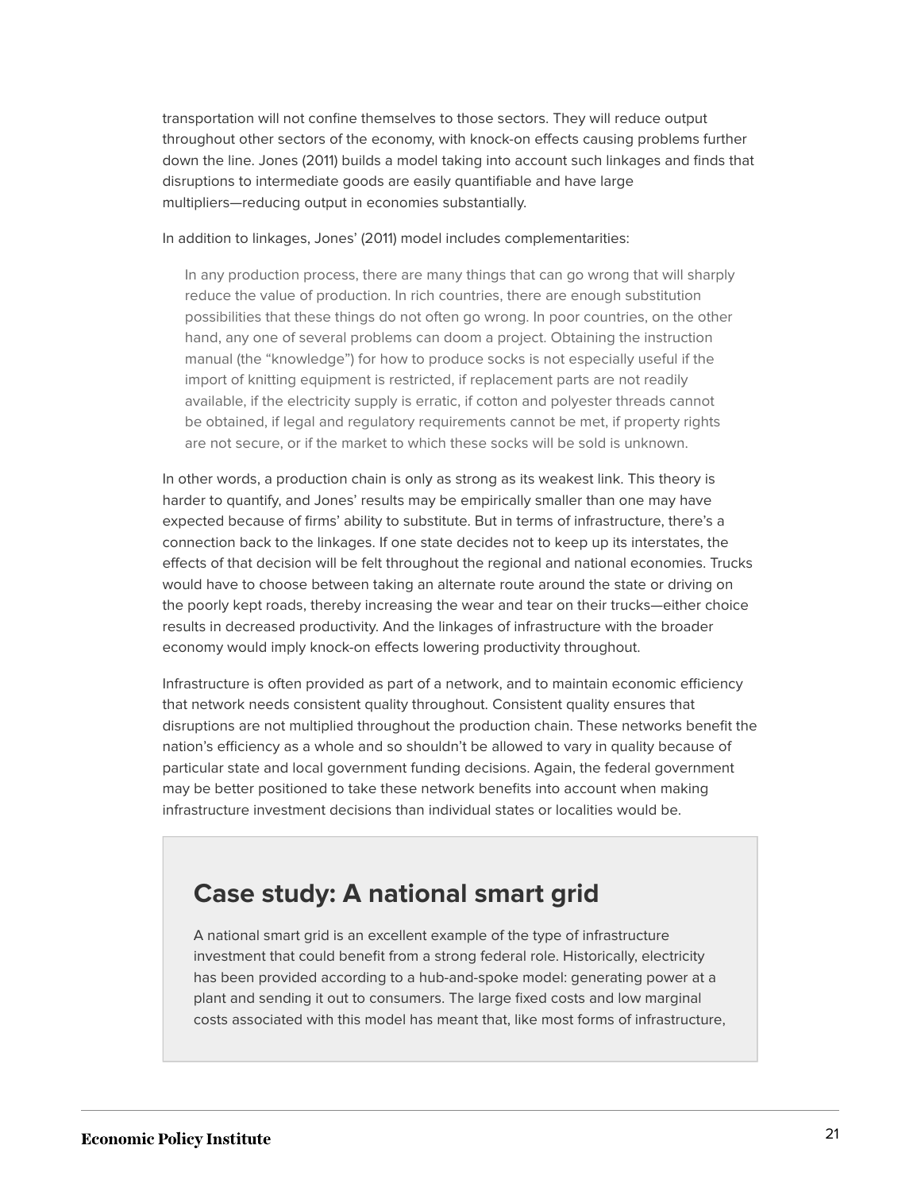transportation will not confine themselves to those sectors. They will reduce output throughout other sectors of the economy, with knock-on effects causing problems further down the line. Jones (2011) builds a model taking into account such linkages and finds that disruptions to intermediate goods are easily quantifiable and have large multipliers—reducing output in economies substantially.

In addition to linkages, Jones' (2011) model includes complementarities:

> In any production process, there are many things that can go wrong that will sharply reduce the value of production. In rich countries, there are enough substitution possibilities that these things do not often go wrong. In poor countries, on the other hand, any one of several problems can doom a project. Obtaining the instruction manual (the "knowledge") for how to produce socks is not especially useful if the import of knitting equipment is restricted, if replacement parts are not readily available, if the electricity supply is erratic, if cotton and polyester threads cannot be obtained, if legal and regulatory requirements cannot be met, if property rights are not secure, or if the market to which these socks will be sold is unknown.

In other words, a production chain is only as strong as its weakest link. This theory is harder to quantify, and Jones' results may be empirically smaller than one may have expected because of firms' ability to substitute. But in terms of infrastructure, there's a connection back to the linkages. If one state decides not to keep up its interstates, the effects of that decision will be felt throughout the regional and national economies. Trucks would have to choose between taking an alternate route around the state or driving on the poorly kept roads, thereby increasing the wear and tear on their trucks—either choice results in decreased productivity. And the linkages of infrastructure with the broader economy would imply knock-on effects lowering productivity throughout.

Infrastructure is often provided as part of a network, and to maintain economic efficiency that network needs consistent quality throughout. Consistent quality ensures that disruptions are not multiplied throughout the production chain. These networks benefit the nation's efficiency as a whole and so shouldn't be allowed to vary in quality because of particular state and local government funding decisions. Again, the federal government may be better positioned to take these network benefits into account when making infrastructure investment decisions than individual states or localities would be.

## Case study: A national smart grid

A national smart grid is an excellent example of the type of infrastructure investment that could benefit from a strong federal role. Historically, electricity has been provided according to a hub-and-spoke model: generating power at a plant and sending it out to consumers. The large fixed costs and low marginal costs associated with this model has meant that, like most forms of infrastructure,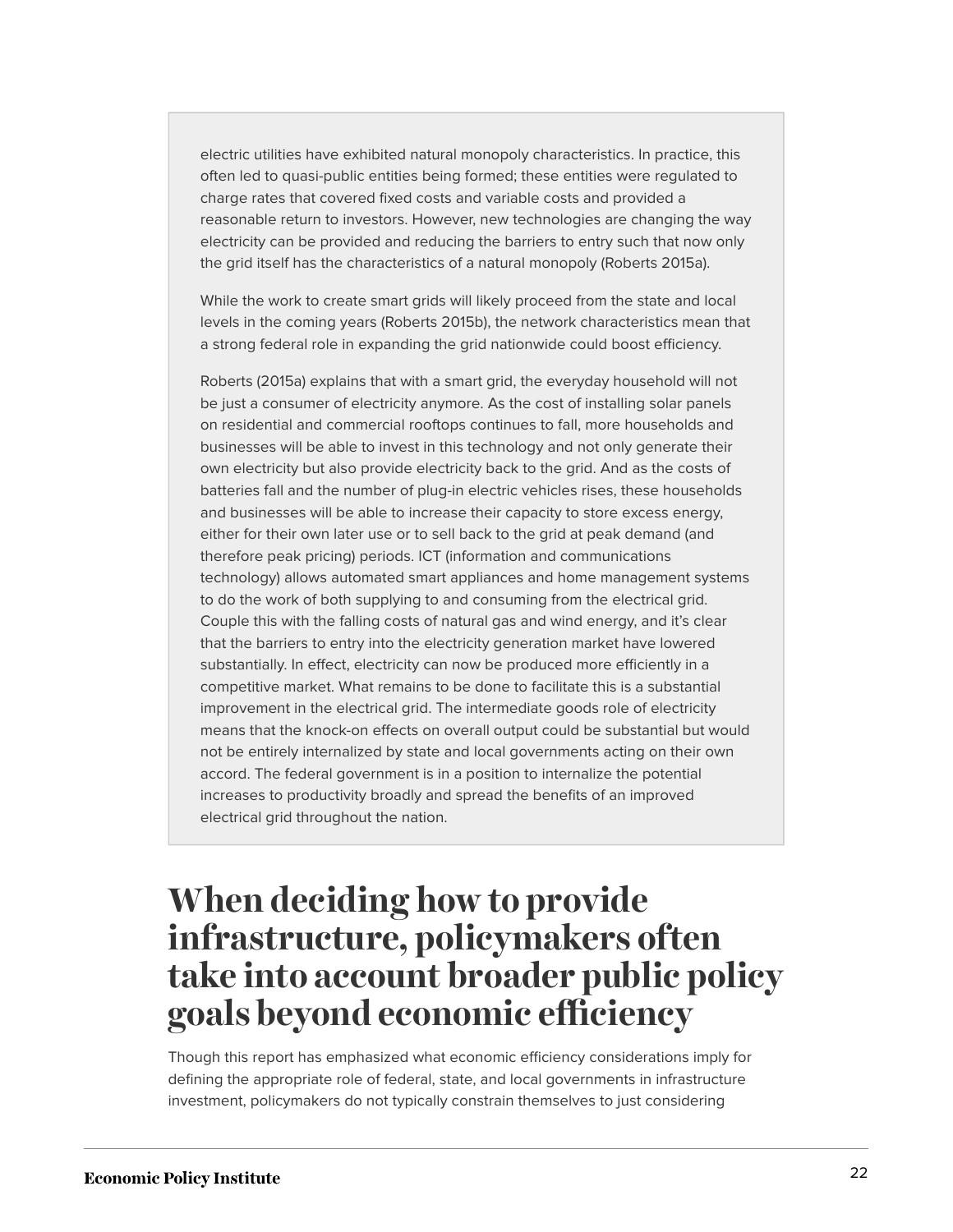electric utilities have exhibited natural monopoly characteristics. In practice, this often led to quasi-public entities being formed; these entities were regulated to charge rates that covered fixed costs and variable costs and provided a reasonable return to investors. However, new technologies are changing the way electricity can be provided and reducing the barriers to entry such that now only the grid itself has the characteristics of a natural monopoly (Roberts 2015a).

While the work to create smart grids will likely proceed from the state and local levels in the coming years (Roberts 2015b), the network characteristics mean that a strong federal role in expanding the grid nationwide could boost efficiency.

Roberts (2015a) explains that with a smart grid, the everyday household will not be just a consumer of electricity anymore. As the cost of installing solar panels on residential and commercial rooftops continues to fall, more households and businesses will be able to invest in this technology and not only generate their own electricity but also provide electricity back to the grid. And as the costs of batteries fall and the number of plug-in electric vehicles rises, these households and businesses will be able to increase their capacity to store excess energy, either for their own later use or to sell back to the grid at peak demand (and therefore peak pricing) periods. ICT (information and communications technology) allows automated smart appliances and home management systems to do the work of both supplying to and consuming from the electrical grid. Couple this with the falling costs of natural gas and wind energy, and it's clear that the barriers to entry into the electricity generation market have lowered substantially. In effect, electricity can now be produced more efficiently in a competitive market. What remains to be done to facilitate this is a substantial improvement in the electrical grid. The intermediate goods role of electricity means that the knock-on effects on overall output could be substantial but would not be entirely internalized by state and local governments acting on their own accord. The federal government is in a position to internalize the potential increases to productivity broadly and spread the benefits of an improved electrical grid throughout the nation.

# When deciding how to provide infrastructure, policymakers often take into account broader public policy goals beyond economic efficiency

Though this report has emphasized what economic efficiency considerations imply for defining the appropriate role of federal, state, and local governments in infrastructure investment, policymakers do not typically constrain themselves to just considering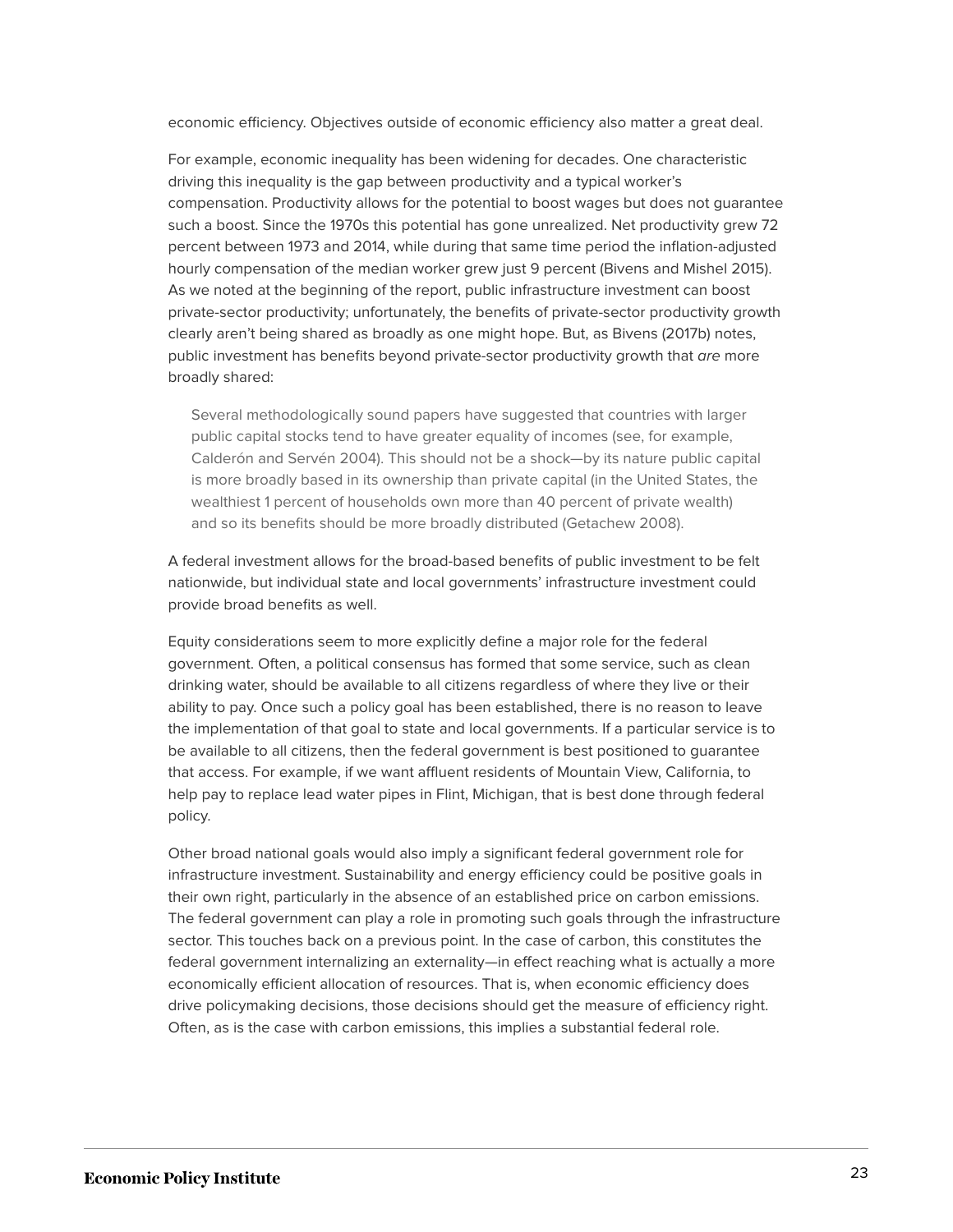economic efficiency. Objectives outside of economic efficiency also matter a great deal.

For example, economic inequality has been widening for decades. One characteristic driving this inequality is the gap between productivity and a typical worker's compensation. Productivity allows for the potential to boost wages but does not guarantee such a boost. Since the 1970s this potential has gone unrealized. Net productivity grew 72 percent between 1973 and 2014, while during that same time period the inflation-adjusted hourly compensation of the median worker grew just 9 percent (Bivens and Mishel 2015). As we noted at the beginning of the report, public infrastructure investment can boost private-sector productivity; unfortunately, the benefits of private-sector productivity growth clearly aren't being shared as broadly as one might hope. But, as Bivens (2017b) notes, public investment has benefits beyond private-sector productivity growth that *are* more broadly shared:

> Several methodologically sound papers have suggested that countries with larger public capital stocks tend to have greater equality of incomes (see, for example, Calderón and Servén 2004). This should not be a shock—by its nature public capital is more broadly based in its ownership than private capital (in the United States, the wealthiest 1 percent of households own more than 40 percent of private wealth) and so its benefits should be more broadly distributed (Getachew 2008).

A federal investment allows for the broad-based benefits of public investment to be felt nationwide, but individual state and local governments' infrastructure investment could provide broad benefits as well.

Equity considerations seem to more explicitly define a major role for the federal government. Often, a political consensus has formed that some service, such as clean drinking water, should be available to all citizens regardless of where they live or their ability to pay. Once such a policy goal has been established, there is no reason to leave the implementation of that goal to state and local governments. If a particular service is to be available to all citizens, then the federal government is best positioned to guarantee that access. For example, if we want affluent residents of Mountain View, California, to help pay to replace lead water pipes in Flint, Michigan, that is best done through federal policy.

Other broad national goals would also imply a significant federal government role for infrastructure investment. Sustainability and energy efficiency could be positive goals in their own right, particularly in the absence of an established price on carbon emissions. The federal government can play a role in promoting such goals through the infrastructure sector. This touches back on a previous point. In the case of carbon, this constitutes the federal government internalizing an externality—in effect reaching what is actually a more economically efficient allocation of resources. That is, when economic efficiency does drive policymaking decisions, those decisions should get the measure of efficiency right. Often, as is the case with carbon emissions, this implies a substantial federal role.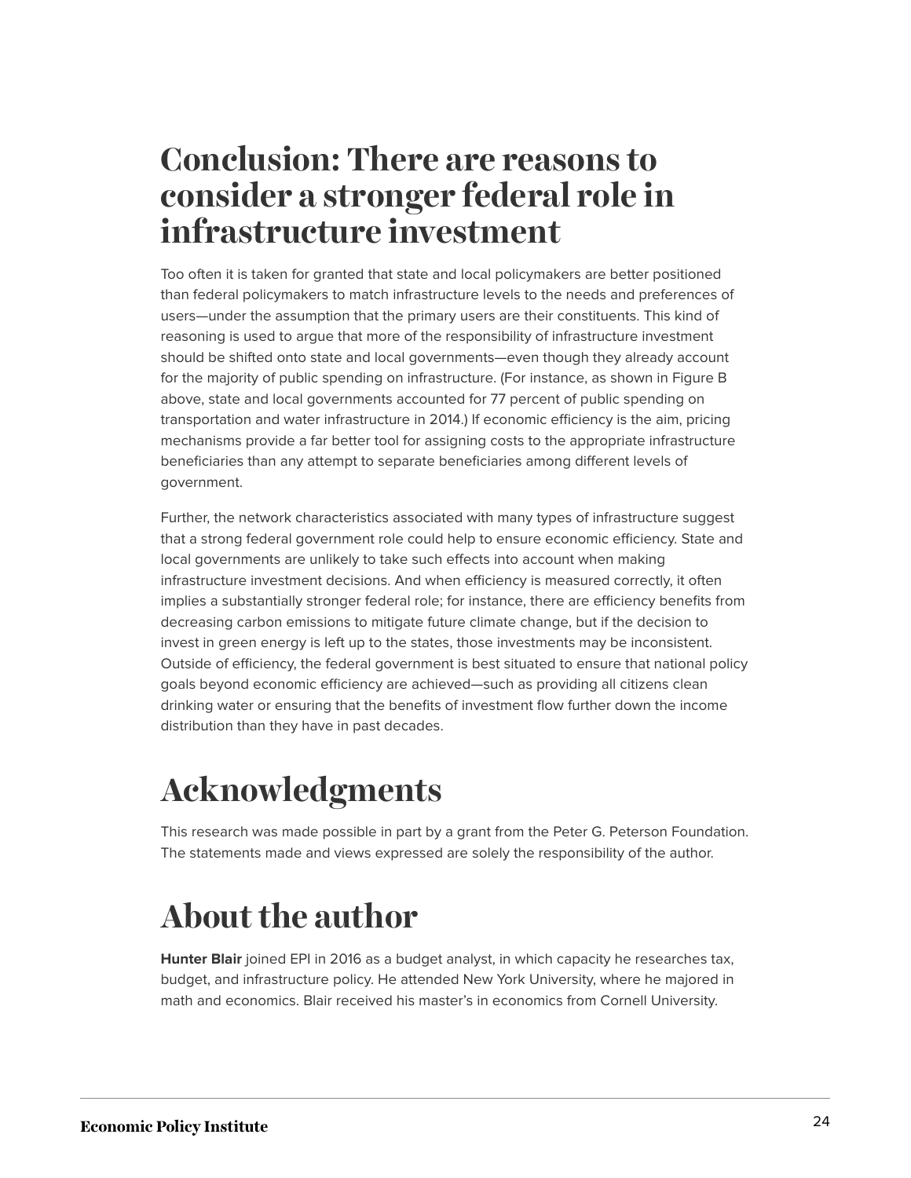## Conclusion: There are reasons to consider a stronger federal role in infrastructure investment

Too often it is taken for granted that state and local policymakers are better positioned than federal policymakers to match infrastructure levels to the needs and preferences of users—under the assumption that the primary users are their constituents. This kind of reasoning is used to argue that more of the responsibility of infrastructure investment should be shifted onto state and local governments—even though they already account for the majority of public spending on infrastructure. (For instance, as shown in Figure B above, state and local governments accounted for 77 percent of public spending on transportation and water infrastructure in 2014.) If economic efficiency is the aim, pricing mechanisms provide a far better tool for assigning costs to the appropriate infrastructure beneficiaries than any attempt to separate beneficiaries among different levels of government.

Further, the network characteristics associated with many types of infrastructure suggest that a strong federal government role could help to ensure economic efficiency. State and local governments are unlikely to take such effects into account when making infrastructure investment decisions. And when efficiency is measured correctly, it often implies a substantially stronger federal role; for instance, there are efficiency benefits from decreasing carbon emissions to mitigate future climate change, but if the decision to invest in green energy is left up to the states, those investments may be inconsistent. Outside of efficiency, the federal government is best situated to ensure that national policy goals beyond economic efficiency are achieved—such as providing all citizens clean drinking water or ensuring that the benefits of investment flow further down the income distribution than they have in past decades.

## Acknowledgments

This research was made possible in part by a grant from the Peter G. Peterson Foundation. The statements made and views expressed are solely the responsibility of the author.

## About the author

**Hunter Blair** joined EPI in 2016 as a budget analyst, in which capacity he researches tax, budget, and infrastructure policy. He attended New York University, where he majored in math and economics. Blair received his master's in economics from Cornell University.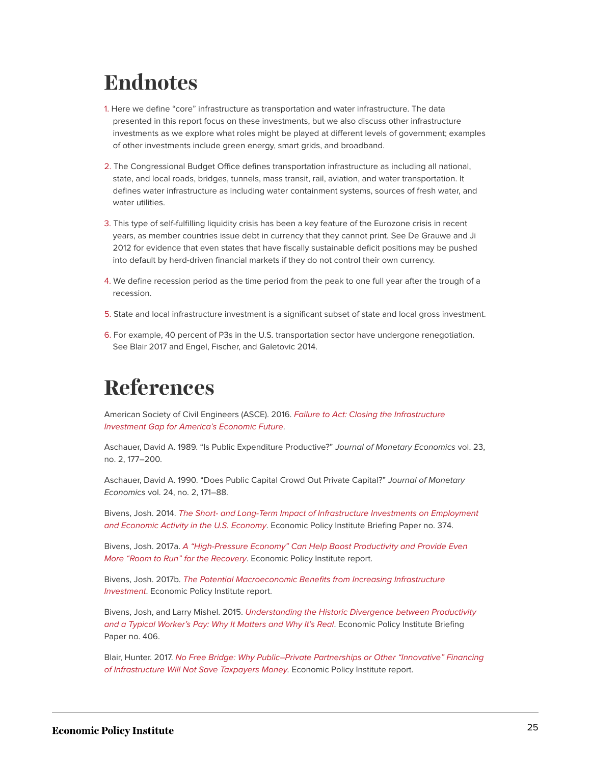# Endnotes

1. Here we define "core" infrastructure as transportation and water infrastructure. The data presented in this report focus on these investments, but we also discuss other infrastructure investments as we explore what roles might be played at different levels of government; examples of other investments include green energy, smart grids, and broadband.

2. The Congressional Budget Office defines transportation infrastructure as including all national, state, and local roads, bridges, tunnels, mass transit, rail, aviation, and water transportation. It defines water infrastructure as including water containment systems, sources of fresh water, and water utilities.

3. This type of self-fulfilling liquidity crisis has been a key feature of the Eurozone crisis in recent years, as member countries issue debt in currency that they cannot print. See De Grauwe and Ji 2012 for evidence that even states that have fiscally sustainable deficit positions may be pushed into default by herd-driven financial markets if they do not control their own currency.

4. We define recession period as the time period from the peak to one full year after the trough of a recession.

5. State and local infrastructure investment is a significant subset of state and local gross investment.

6. For example, 40 percent of P3s in the U.S. transportation sector have undergone renegotiation. See Blair 2017 and Engel, Fischer, and Galetovic 2014.

# References

American Society of Civil Engineers (ASCE). 2016. *Failure to Act: Closing the Infrastructure Investment Gap for America's Economic Future*.

Aschauer, David A. 1989. "Is Public Expenditure Productive?" *Journal of Monetary Economics* vol. 23, no. 2, 177–200.

Aschauer, David A. 1990. "Does Public Capital Crowd Out Private Capital?" *Journal of Monetary Economics* vol. 24, no. 2, 171–88.

Bivens, Josh. 2014. *The Short- and Long-Term Impact of Infrastructure Investments on Employment and Economic Activity in the U.S. Economy*. Economic Policy Institute Briefing Paper no. 374.

Bivens, Josh. 2017a. *A "High-Pressure Economy" Can Help Boost Productivity and Provide Even More "Room to Run" for the Recovery*. Economic Policy Institute report.

Bivens, Josh. 2017b. *The Potential Macroeconomic Benefits from Increasing Infrastructure Investment*. Economic Policy Institute report.

Bivens, Josh, and Larry Mishel. 2015. *Understanding the Historic Divergence between Productivity and a Typical Worker's Pay: Why It Matters and Why It's Real*. Economic Policy Institute Briefing Paper no. 406.

Blair, Hunter. 2017. *No Free Bridge: Why Public–Private Partnerships or Other "Innovative" Financing of Infrastructure Will Not Save Taxpayers Money*. Economic Policy Institute report.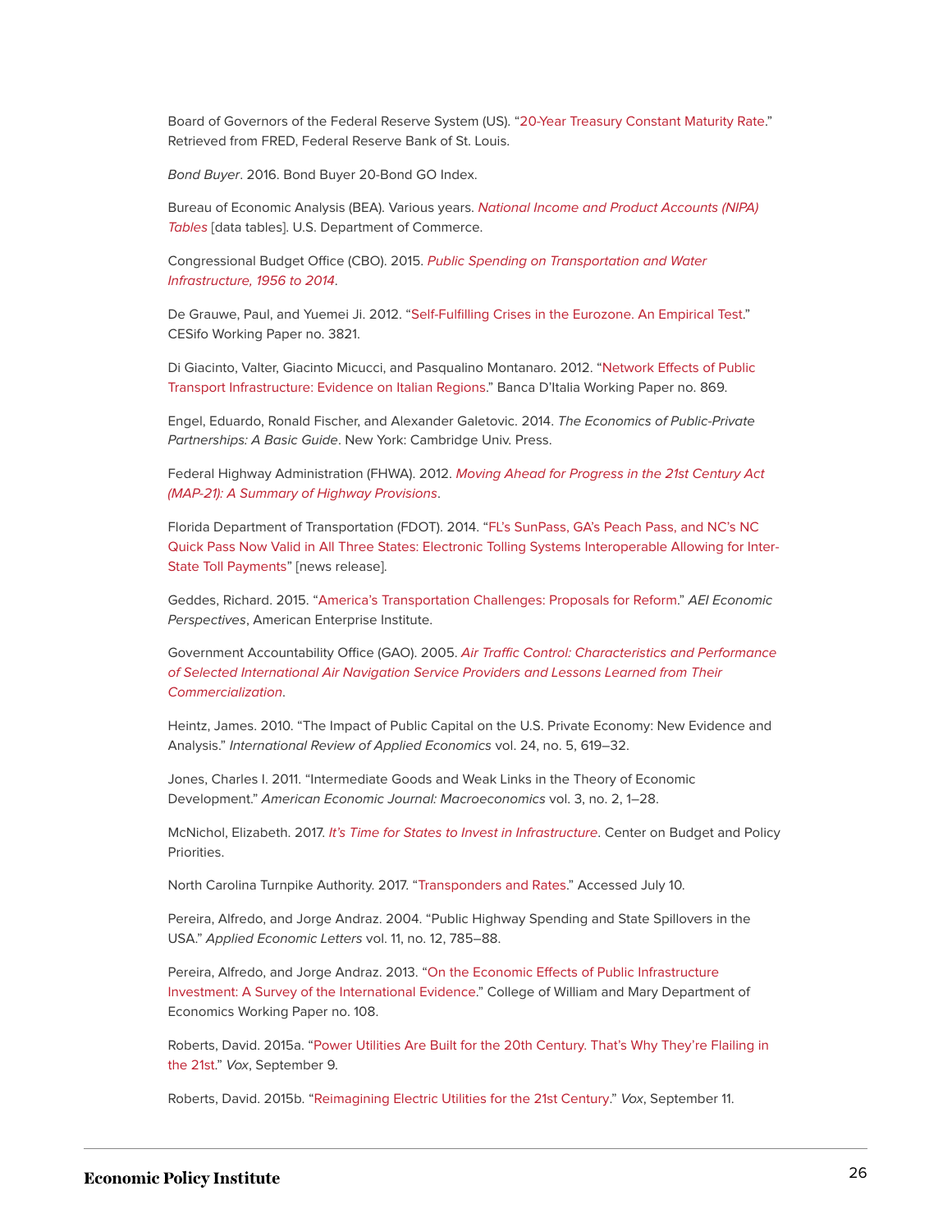Board of Governors of the Federal Reserve System (US). "20-Year Treasury Constant Maturity Rate." Retrieved from FRED, Federal Reserve Bank of St. Louis.

*Bond Buyer*. 2016. Bond Buyer 20-Bond GO Index.

Bureau of Economic Analysis (BEA). Various years. *National Income and Product Accounts (NIPA) Tables* [data tables]. U.S. Department of Commerce.

Congressional Budget Office (CBO). 2015. *Public Spending on Transportation and Water Infrastructure, 1956 to 2014*.

De Grauwe, Paul, and Yuemei Ji. 2012. "Self-Fulfilling Crises in the Eurozone. An Empirical Test." CESifo Working Paper no. 3821.

Di Giacinto, Valter, Giacinto Micucci, and Pasqualino Montanaro. 2012. "Network Effects of Public Transport Infrastructure: Evidence on Italian Regions." Banca D'Italia Working Paper no. 869.

Engel, Eduardo, Ronald Fischer, and Alexander Galetovic. 2014. *The Economics of Public-Private Partnerships: A Basic Guide*. New York: Cambridge Univ. Press.

Federal Highway Administration (FHWA). 2012. *Moving Ahead for Progress in the 21st Century Act (MAP-21): A Summary of Highway Provisions*.

Florida Department of Transportation (FDOT). 2014. "FL's SunPass, GA's Peach Pass, and NC's NC Quick Pass Now Valid in All Three States: Electronic Tolling Systems Interoperable Allowing for Inter-State Toll Payments" [news release].

Geddes, Richard. 2015. "America's Transportation Challenges: Proposals for Reform." *AEI Economic Perspectives*, American Enterprise Institute.

Government Accountability Office (GAO). 2005. *Air Traffic Control: Characteristics and Performance of Selected International Air Navigation Service Providers and Lessons Learned from Their Commercialization*.

Heintz, James. 2010. "The Impact of Public Capital on the U.S. Private Economy: New Evidence and Analysis." *International Review of Applied Economics* vol. 24, no. 5, 619–32.

Jones, Charles I. 2011. "Intermediate Goods and Weak Links in the Theory of Economic Development." *American Economic Journal: Macroeconomics* vol. 3, no. 2, 1–28.

McNichol, Elizabeth. 2017. *It's Time for States to Invest in Infrastructure*. Center on Budget and Policy Priorities.

North Carolina Turnpike Authority. 2017. "Transponders and Rates." Accessed July 10.

Pereira, Alfredo, and Jorge Andraz. 2004. "Public Highway Spending and State Spillovers in the USA." *Applied Economic Letters* vol. 11, no. 12, 785–88.

Pereira, Alfredo, and Jorge Andraz. 2013. "On the Economic Effects of Public Infrastructure Investment: A Survey of the International Evidence." College of William and Mary Department of Economics Working Paper no. 108.

Roberts, David. 2015a. "Power Utilities Are Built for the 20th Century. That's Why They're Flailing in the 21st." *Vox*, September 9.

Roberts, David. 2015b. "Reimagining Electric Utilities for the 21st Century." *Vox*, September 11.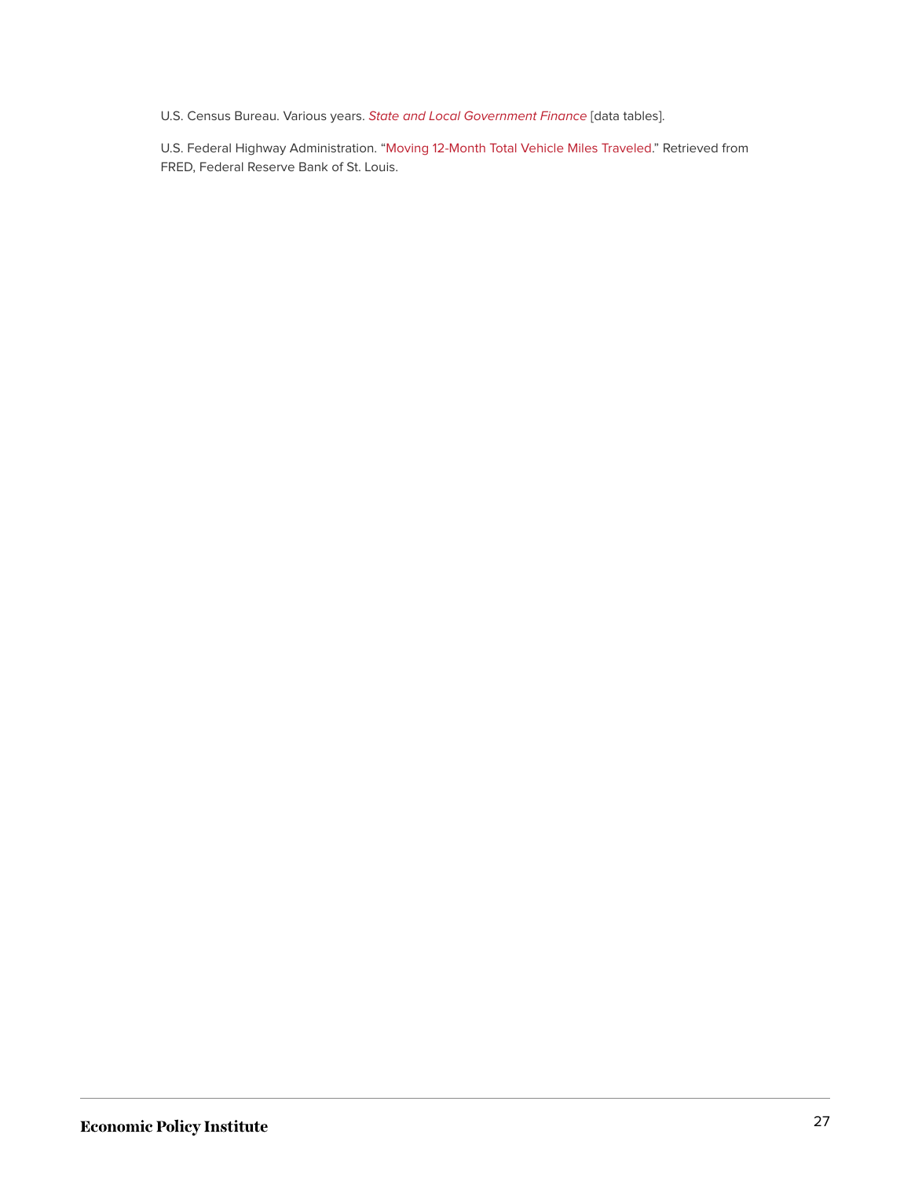U.S. Census Bureau. Various years. *State and Local Government Finance* [data tables].

U.S. Federal Highway Administration. "Moving 12-Month Total Vehicle Miles Traveled." Retrieved from FRED, Federal Reserve Bank of St. Louis.